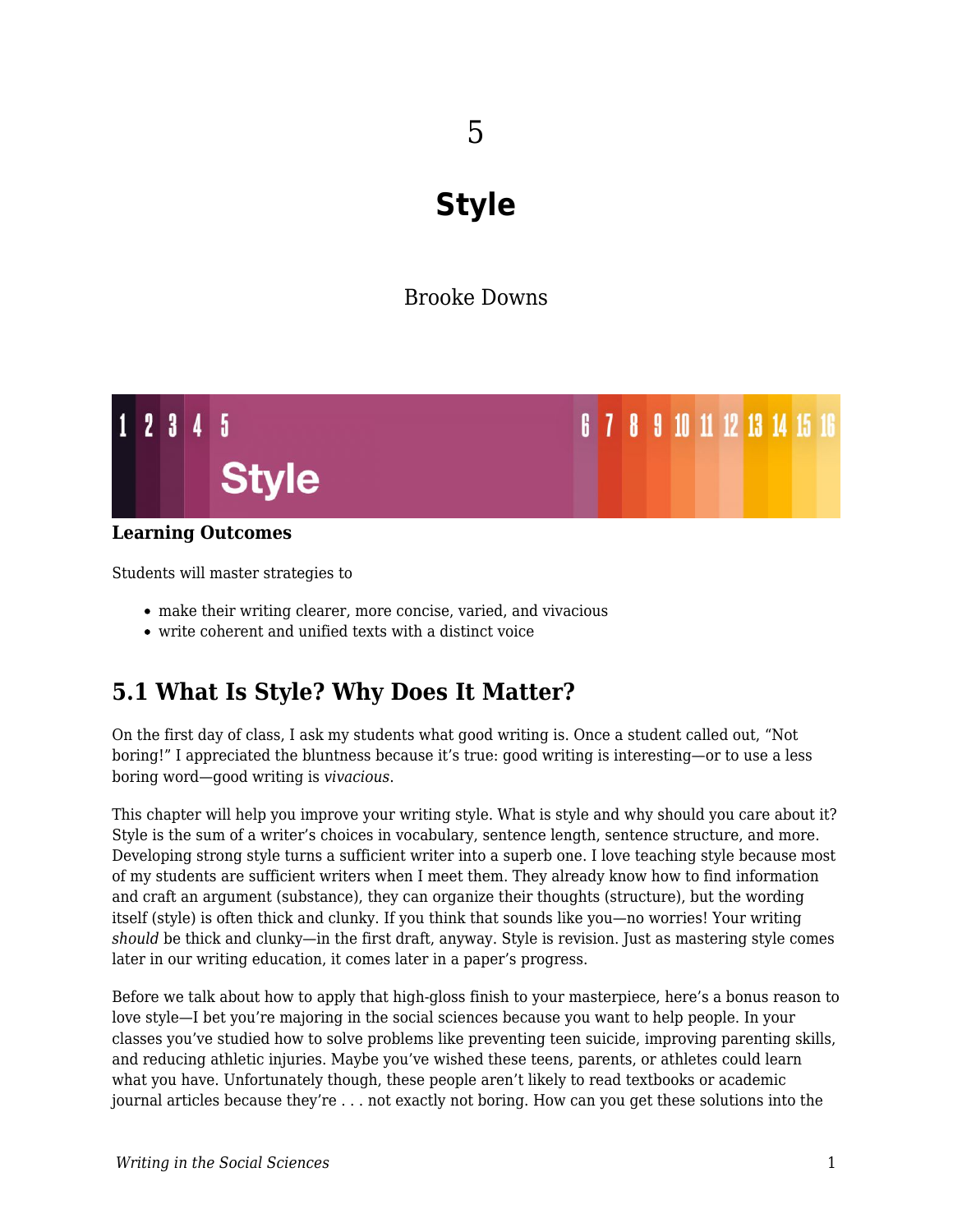5

# Style

Brooke Downs

**Learning Outcomes**

Students will master strategies to

- make their writing clearer, more concise, varied, and vivacious
- write coherent and unified texts with a distinct voice

## 5.1 What Is Style? Why Does It Matter?

On the first day of class, I ask my students what good writing is. Once a student called out, "Not boring!" I appreciated the bluntness because it's true: good writing is interesting—or to use a less boring word—good writing is *vivacious*.

This chapter will help you improve your writing style. What is style and why should you care about it? Style is the sum of a writer's choices in vocabulary, sentence length, sentence structure, and more. Developing strong style turns a sufficient writer into a superb one. I love teaching style because most of my students are sufficient writers when I meet them. They already know how to find information and craft an argument (substance), they can organize their thoughts (structure), but the wording itself (style) is often thick and clunky. If you think that sounds like you—no worries! Your writing *should* be thick and clunky—in the first draft, anyway. Style is revision. Just as mastering style comes later in our writing education, it comes later in a paper's progress.

Before we talk about how to apply that high-gloss finish to your masterpiece, here's a bonus reason to love style—I bet you're majoring in the social sciences because you want to help people. In your classes you've studied how to solve problems like preventing teen suicide, improving parenting skills, and reducing athletic injuries. Maybe you've wished these teens, parents, or athletes could learn what you have. Unfortunately though, these people aren't likely to read textbooks or academic journal articles because they're . . . not exactly not boring. How can you get these solutions into the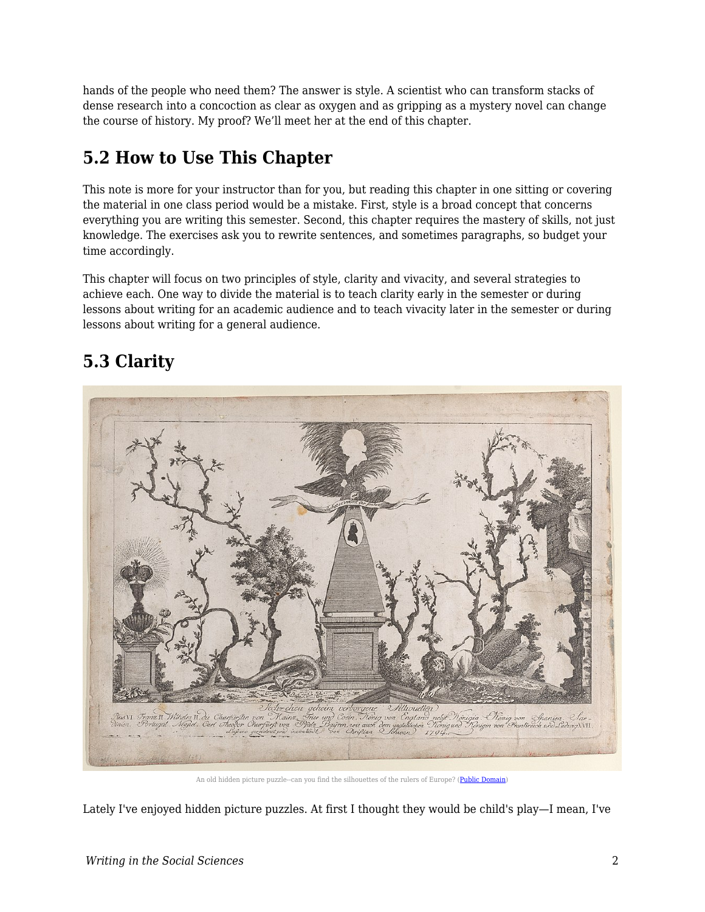hands of the people who need them? The answer is style. A scientist who can transform stacks of dense research into a concoction as clear as oxygen and as gripping as a mystery novel can change the course of history. My proof? We'll meet her at the end of this chapter.

## 5.2 How to Use This Chapter

This note is more for your instructor than for you, but reading this chapter in one sitting or covering the material in one class period would be a mistake. First, style is a broad concept that concerns everything you are writing this semester. Second, this chapter requires the mastery of skills, not just knowledge. The exercises ask you to rewrite sentences, and sometimes paragraphs, so budget your time accordingly.

This chapter will focus on two principles of style, clarity and vivacity, and several strategies to achieve each. One way to divide the material is to teach clarity early in the semester or during lessons about writing for an academic audience and to teach vivacity later in the semester or during lessons about writing for a general audience.

## 5.3 Clarity

An old hidden picture puzzle--can you find the silhouettes of the rulers of Europe? (Public Domain)

Lately I've enjoyed hidden picture puzzles. At first I thought they would be child's play—I mean, I've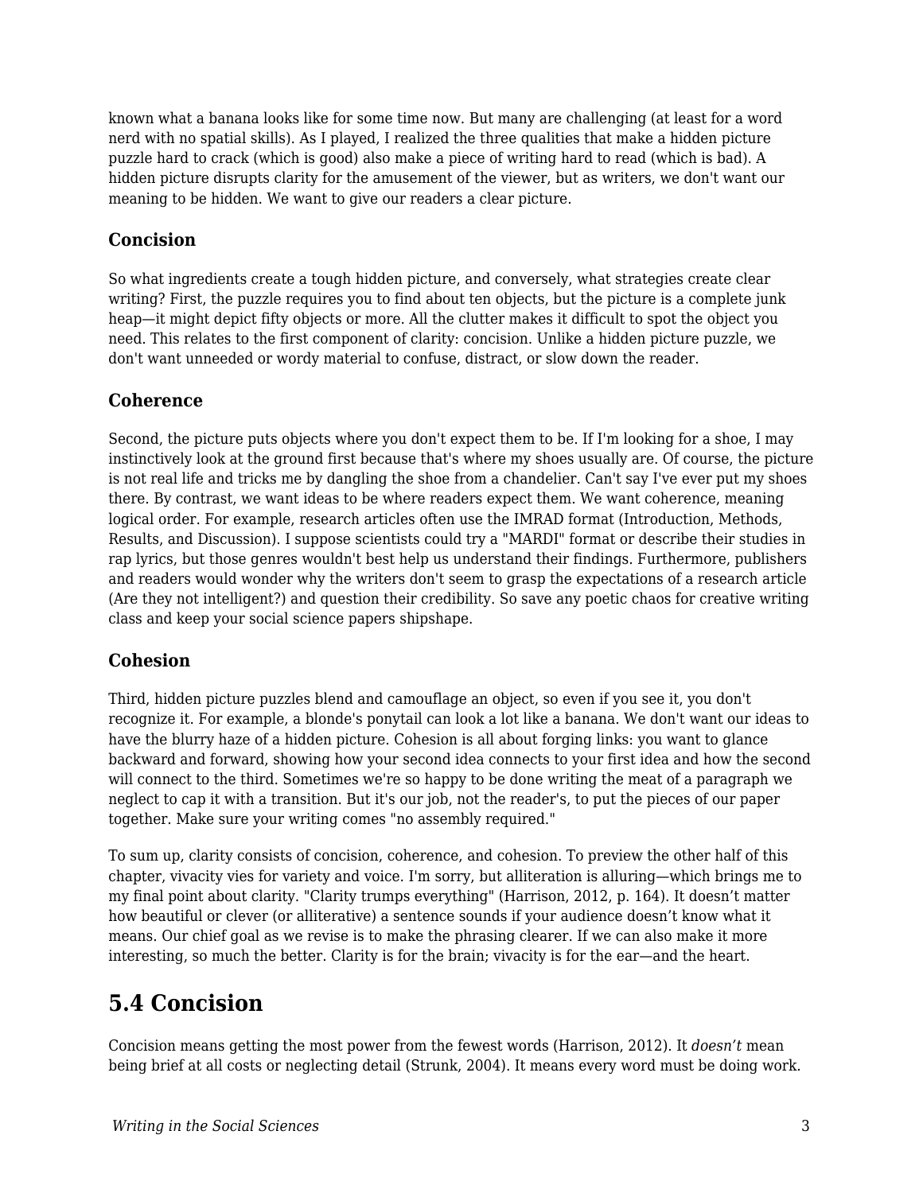known what a banana looks like for some time now. But many are challenging (at least for a word nerd with no spatial skills). As I played, I realized the three qualities that make a hidden picture puzzle hard to crack (which is good) also make a piece of writing hard to read (which is bad). A hidden picture disrupts clarity for the amusement of the viewer, but as writers, we don't want our meaning to be hidden. We want to give our readers a clear picture.

### Concision

So what ingredients create a tough hidden picture, and conversely, what strategies create clear writing? First, the puzzle requires you to find about ten objects, but the picture is a complete junk heap—it might depict fifty objects or more. All the clutter makes it difficult to spot the object you need. This relates to the first component of clarity: concision. Unlike a hidden picture puzzle, we don't want unneeded or wordy material to confuse, distract, or slow down the reader.

### Coherence

Second, the picture puts objects where you don't expect them to be. If I'm looking for a shoe, I may instinctively look at the ground first because that's where my shoes usually are. Of course, the picture is not real life and tricks me by dangling the shoe from a chandelier. Can't say I've ever put my shoes there. By contrast, we want ideas to be where readers expect them. We want coherence, meaning logical order. For example, research articles often use the IMRAD format (Introduction, Methods, Results, and Discussion). I suppose scientists could try a "MARDI" format or describe their studies in rap lyrics, but those genres wouldn't best help us understand their findings. Furthermore, publishers and readers would wonder why the writers don't seem to grasp the expectations of a research article (Are they not intelligent?) and question their credibility. So save any poetic chaos for creative writing class and keep your social science papers shipshape.

### Cohesion

Third, hidden picture puzzles blend and camouflage an object, so even if you see it, you don't recognize it. For example, a blonde's ponytail can look a lot like a banana. We don't want our ideas to have the blurry haze of a hidden picture. Cohesion is all about forging links: you want to glance backward and forward, showing how your second idea connects to your first idea and how the second will connect to the third. Sometimes we're so happy to be done writing the meat of a paragraph we neglect to cap it with a transition. But it's our job, not the reader's, to put the pieces of our paper together. Make sure your writing comes "no assembly required."

To sum up, clarity consists of concision, coherence, and cohesion. To preview the other half of this chapter, vivacity vies for variety and voice. I'm sorry, but alliteration is alluring—which brings me to my final point about clarity. "Clarity trumps everything" (Harrison, 2012, p. 164). It doesn’t matter how beautiful or clever (or alliterative) a sentence sounds if your audience doesn’t know what it means. Our chief goal as we revise is to make the phrasing clearer. If we can also make it more interesting, so much the better. Clarity is for the brain; vivacity is for the ear—and the heart.

## 5.4 Concision

Concision means getting the most power from the fewest words (Harrison, 2012). It *doesn’t* mean being brief at all costs or neglecting detail (Strunk, 2004). It means every word must be doing work.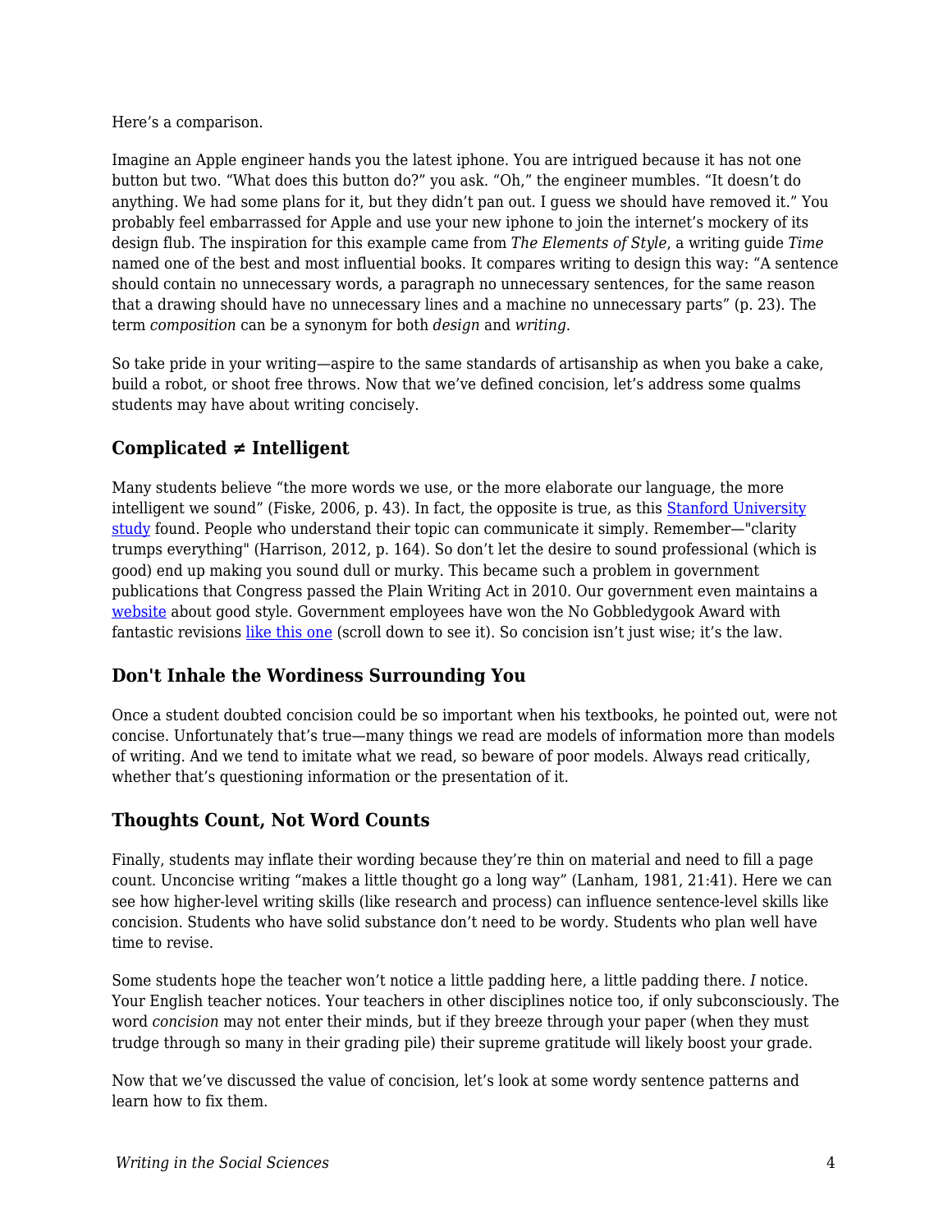Here's a comparison.

Imagine an Apple engineer hands you the latest iphone. You are intrigued because it has not one button but two. "What does this button do?" you ask. "Oh," the engineer mumbles. "It doesn't do anything. We had some plans for it, but they didn't pan out. I guess we should have removed it." You probably feel embarrassed for Apple and use your new iphone to join the internet's mockery of its design flub. The inspiration for this example came from *The Elements of Style*, a writing guide *Time* named one of the best and most influential books. It compares writing to design this way: "A sentence should contain no unnecessary words, a paragraph no unnecessary sentences, for the same reason that a drawing should have no unnecessary lines and a machine no unnecessary parts" (p. 23). The term *composition* can be a synonym for both *design* and *writing*.

So take pride in your writing—aspire to the same standards of artisanship as when you bake a cake, build a robot, or shoot free throws. Now that we've defined concision, let's address some qualms students may have about writing concisely.

### Complicated ≠ Intelligent

Many students believe "the more words we use, or the more elaborate our language, the more intelligent we sound" (Fiske, 2006, p. 43). In fact, the opposite is true, as this Stanford University study found. People who understand their topic can communicate it simply. Remember—"clarity trumps everything" (Harrison, 2012, p. 164). So don't let the desire to sound professional (which is good) end up making you sound dull or murky. This became such a problem in government publications that Congress passed the Plain Writing Act in 2010. Our government even maintains a website about good style. Government employees have won the No Gobbledygook Award with fantastic revisions like this one (scroll down to see it). So concision isn't just wise; it's the law.

### Don't Inhale the Wordiness Surrounding You

Once a student doubted concision could be so important when his textbooks, he pointed out, were not concise. Unfortunately that's true—many things we read are models of information more than models of writing. And we tend to imitate what we read, so beware of poor models. Always read critically, whether that's questioning information or the presentation of it.

### Thoughts Count, Not Word Counts

Finally, students may inflate their wording because they're thin on material and need to fill a page count. Unconcise writing "makes a little thought go a long way" (Lanham, 1981, 21:41). Here we can see how higher-level writing skills (like research and process) can influence sentence-level skills like concision. Students who have solid substance don't need to be wordy. Students who plan well have time to revise.

Some students hope the teacher won't notice a little padding here, a little padding there. *I* notice. Your English teacher notices. Your teachers in other disciplines notice too, if only subconsciously. The word *concision* may not enter their minds, but if they breeze through your paper (when they must trudge through so many in their grading pile) their supreme gratitude will likely boost your grade.

Now that we've discussed the value of concision, let's look at some wordy sentence patterns and learn how to fix them.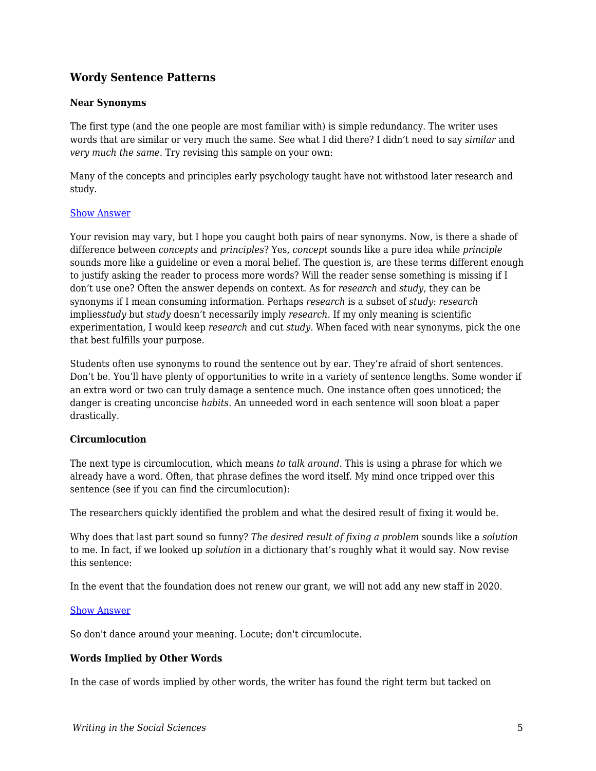### Wordy Sentence Patterns

#### Near Synonyms

The first type (and the one people are most familiar with) is simple redundancy. The writer uses words that are similar or very much the same. See what I did there? I didn't need to say *similar* and *very much the same*. Try revising this sample on your own:

Many of the concepts and principles early psychology taught have not withstood later research and study.

Show Answer

Your revision may vary, but I hope you caught both pairs of near synonyms. Now, is there a shade of difference between *concepts* and *principles*? Yes, *concept* sounds like a pure idea while *principle* sounds more like a guideline or even a moral belief. The question is, are these terms different enough to justify asking the reader to process more words? Will the reader sense something is missing if I don't use one? Often the answer depends on context. As for *research* and *study*, they can be synonyms if I mean consuming information. Perhaps *research* is a subset of *study*: *research* implies*study* but *study* doesn't necessarily imply *research*. If my only meaning is scientific experimentation, I would keep *research* and cut *study*. When faced with near synonyms, pick the one that best fulfills your purpose.

Students often use synonyms to round the sentence out by ear. They're afraid of short sentences. Don't be. You'll have plenty of opportunities to write in a variety of sentence lengths. Some wonder if an extra word or two can truly damage a sentence much. One instance often goes unnoticed; the danger is creating unconcise *habits*. An unneeded word in each sentence will soon bloat a paper drastically.

#### Circumlocution

The next type is circumlocution, which means *to talk around*. This is using a phrase for which we already have a word. Often, that phrase defines the word itself. My mind once tripped over this sentence (see if you can find the circumlocution):

The researchers quickly identified the problem and what the desired result of fixing it would be.

Why does that last part sound so funny? *The desired result of fixing a problem* sounds like a *solution* to me. In fact, if we looked up *solution* in a dictionary that's roughly what it would say. Now revise this sentence:

In the event that the foundation does not renew our grant, we will not add any new staff in 2020.

Show Answer

So don't dance around your meaning. Locute; don't circumlocute.

#### Words Implied by Other Words

In the case of words implied by other words, the writer has found the right term but tacked on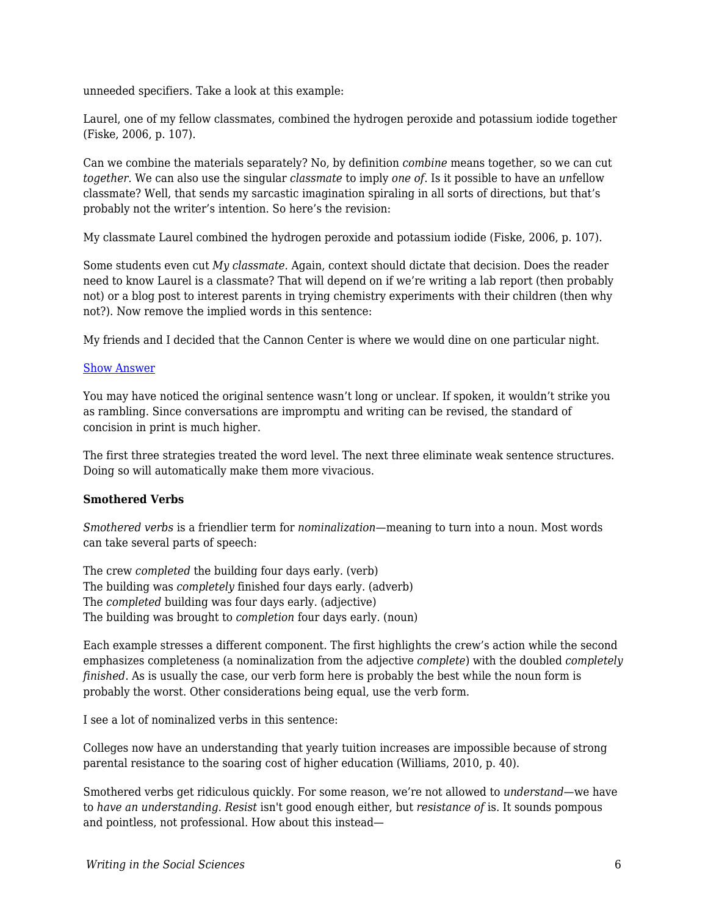unneeded specifiers. Take a look at this example:

Laurel, one of my fellow classmates, combined the hydrogen peroxide and potassium iodide together (Fiske, 2006, p. 107).

Can we combine the materials separately? No, by definition *combine* means together, so we can cut *together*. We can also use the singular *classmate* to imply *one of*. Is it possible to have an *un*fellow classmate? Well, that sends my sarcastic imagination spiraling in all sorts of directions, but that's probably not the writer's intention. So here's the revision:

My classmate Laurel combined the hydrogen peroxide and potassium iodide (Fiske, 2006, p. 107).

Some students even cut *My classmate*. Again, context should dictate that decision. Does the reader need to know Laurel is a classmate? That will depend on if we're writing a lab report (then probably not) or a blog post to interest parents in trying chemistry experiments with their children (then why not?). Now remove the implied words in this sentence:

My friends and I decided that the Cannon Center is where we would dine on one particular night.

Show Answer

You may have noticed the original sentence wasn't long or unclear. If spoken, it wouldn't strike you as rambling. Since conversations are impromptu and writing can be revised, the standard of concision in print is much higher.

The first three strategies treated the word level. The next three eliminate weak sentence structures. Doing so will automatically make them more vivacious.

### Smothered Verbs

*Smothered verbs* is a friendlier term for *nominalization*—meaning to turn into a noun. Most words can take several parts of speech:

The crew *completed* the building four days early. (verb)
The building was *completely* finished four days early. (adverb)
The *completed* building was four days early. (adjective)
The building was brought to *completion* four days early. (noun)

Each example stresses a different component. The first highlights the crew's action while the second emphasizes completeness (a nominalization from the adjective *complete*) with the doubled *completely finished*. As is usually the case, our verb form here is probably the best while the noun form is probably the worst. Other considerations being equal, use the verb form.

I see a lot of nominalized verbs in this sentence:

Colleges now have an understanding that yearly tuition increases are impossible because of strong parental resistance to the soaring cost of higher education (Williams, 2010, p. 40).

Smothered verbs get ridiculous quickly. For some reason, we're not allowed to *understand*—we have to *have an understanding*. *Resist* isn't good enough either, but *resistance of* is. It sounds pompous and pointless, not professional. How about this instead—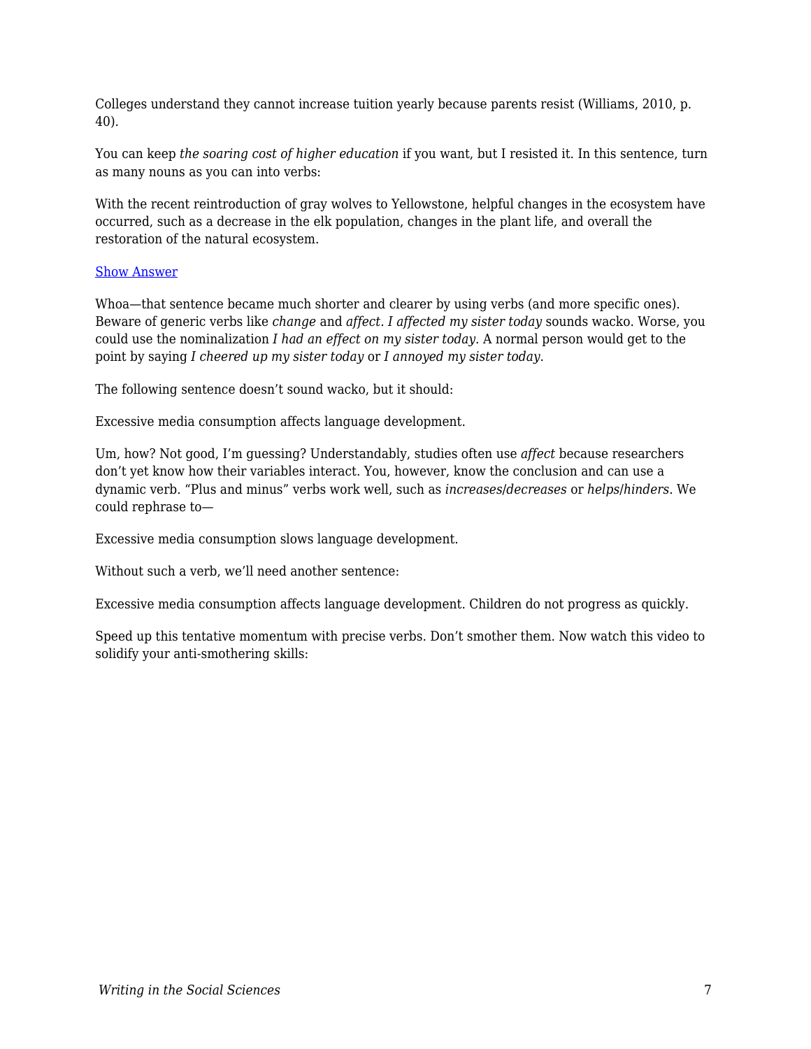Colleges understand they cannot increase tuition yearly because parents resist (Williams, 2010, p. 40).

You can keep *the soaring cost of higher education* if you want, but I resisted it. In this sentence, turn as many nouns as you can into verbs:

With the recent reintroduction of gray wolves to Yellowstone, helpful changes in the ecosystem have occurred, such as a decrease in the elk population, changes in the plant life, and overall the restoration of the natural ecosystem.

Show Answer

Whoa—that sentence became much shorter and clearer by using verbs (and more specific ones). Beware of generic verbs like *change* and *affect*. *I affected my sister today* sounds wacko. Worse, you could use the nominalization *I had an effect on my sister today*. A normal person would get to the point by saying *I cheered up my sister today* or *I annoyed my sister today*.

The following sentence doesn't sound wacko, but it should:

Excessive media consumption affects language development.

Um, how? Not good, I'm guessing? Understandably, studies often use *affect* because researchers don't yet know how their variables interact. You, however, know the conclusion and can use a dynamic verb. "Plus and minus" verbs work well, such as *increases*/*decreases* or *helps*/*hinders*. We could rephrase to—

Excessive media consumption slows language development.

Without such a verb, we'll need another sentence:

Excessive media consumption affects language development. Children do not progress as quickly.

Speed up this tentative momentum with precise verbs. Don't smother them. Now watch this video to solidify your anti-smothering skills: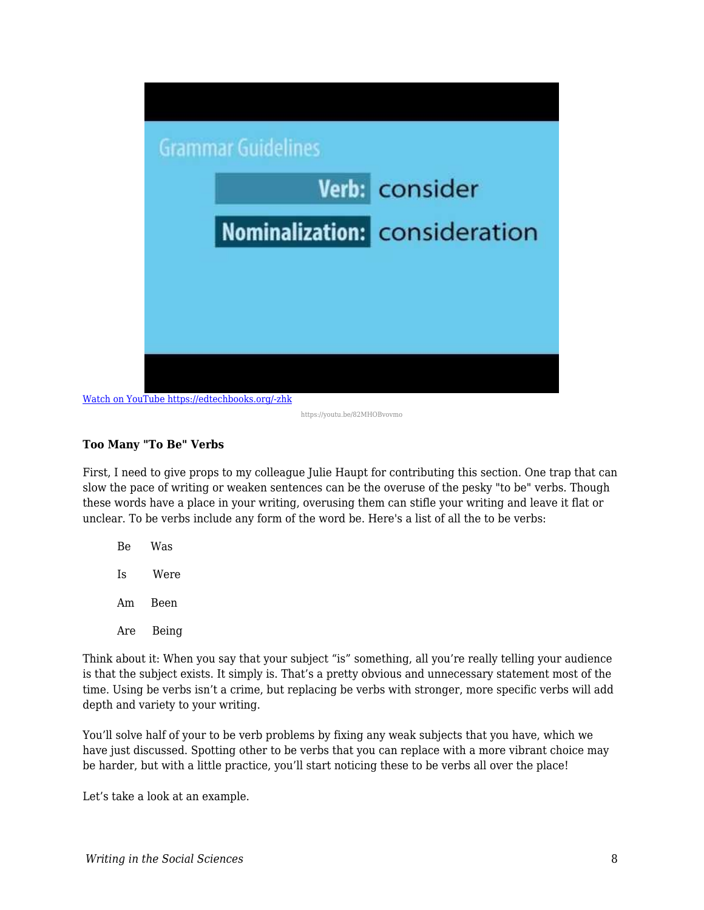[Watch on YouTube https://edtechbooks.org/-zhk](https://edtechbooks.org/-zhk)

https://youtu.be/82MHOBvovmo

**Too Many "To Be" Verbs**

First, I need to give props to my colleague Julie Haupt for contributing this section. One trap that can slow the pace of writing or weaken sentences can be the overuse of the pesky "to be" verbs. Though these words have a place in your writing, overusing them can stifle your writing and leave it flat or unclear. To be verbs include any form of the word be. Here's a list of all the to be verbs:

| | |
|---|---|
| Be | Was |
| Is | Were |
| Am | Been |
| Are | Being |

Think about it: When you say that your subject “is” something, all you’re really telling your audience is that the subject exists. It simply is. That’s a pretty obvious and unnecessary statement most of the time. Using be verbs isn’t a crime, but replacing be verbs with stronger, more specific verbs will add depth and variety to your writing.

You’ll solve half of your to be verb problems by fixing any weak subjects that you have, which we have just discussed. Spotting other to be verbs that you can replace with a more vibrant choice may be harder, but with a little practice, you’ll start noticing these to be verbs all over the place!

Let’s take a look at an example.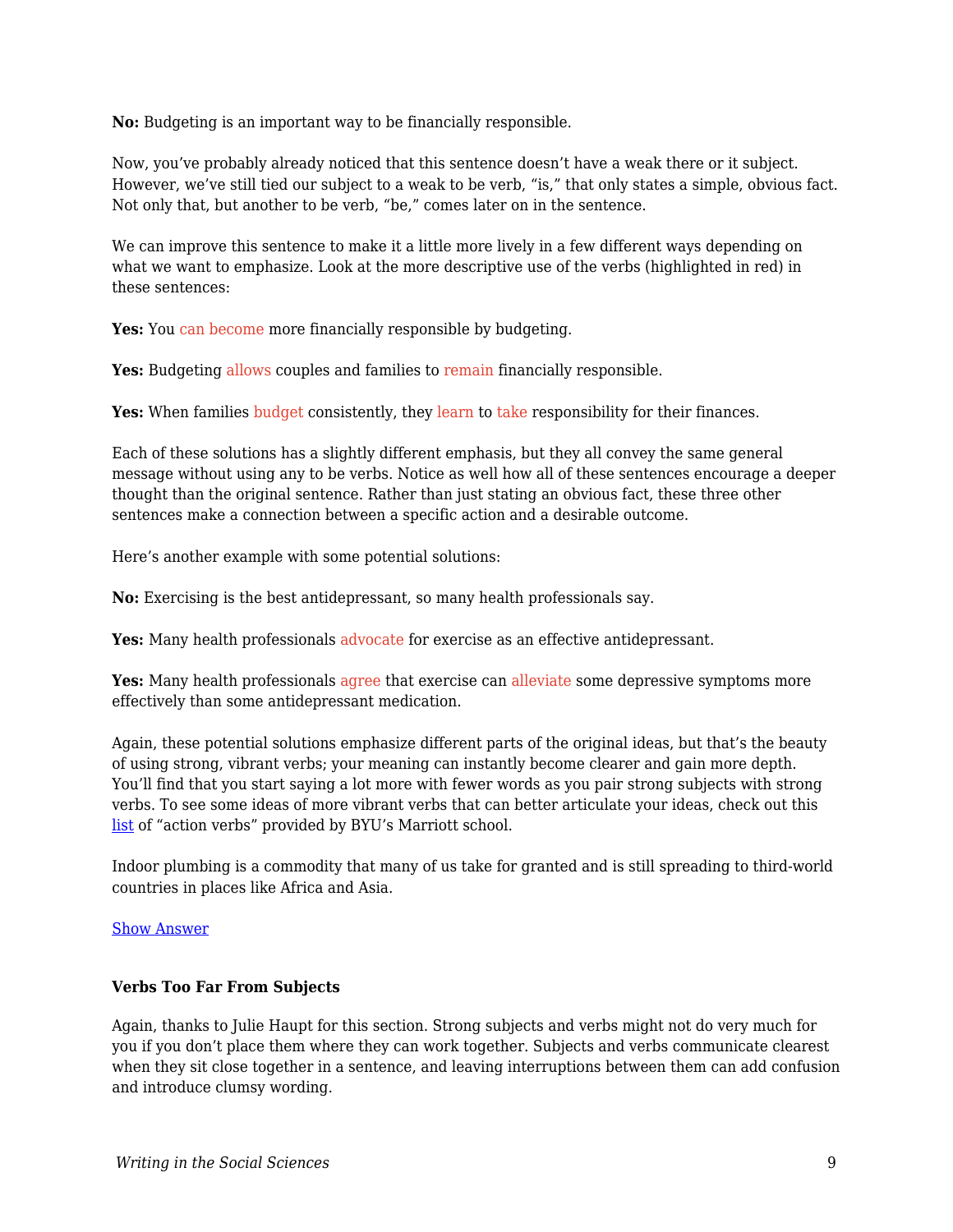**No:** Budgeting is an important way to be financially responsible.

Now, you've probably already noticed that this sentence doesn't have a weak there or it subject. However, we've still tied our subject to a weak to be verb, "is," that only states a simple, obvious fact. Not only that, but another to be verb, "be," comes later on in the sentence.

We can improve this sentence to make it a little more lively in a few different ways depending on what we want to emphasize. Look at the more descriptive use of the verbs (highlighted in red) in these sentences:

**Yes:** You can become more financially responsible by budgeting.

**Yes:** Budgeting allows couples and families to remain financially responsible.

**Yes:** When families budget consistently, they learn to take responsibility for their finances.

Each of these solutions has a slightly different emphasis, but they all convey the same general message without using any to be verbs. Notice as well how all of these sentences encourage a deeper thought than the original sentence. Rather than just stating an obvious fact, these three other sentences make a connection between a specific action and a desirable outcome.

Here's another example with some potential solutions:

**No:** Exercising is the best antidepressant, so many health professionals say.

**Yes:** Many health professionals advocate for exercise as an effective antidepressant.

**Yes:** Many health professionals agree that exercise can alleviate some depressive symptoms more effectively than some antidepressant medication.

Again, these potential solutions emphasize different parts of the original ideas, but that's the beauty of using strong, vibrant verbs; your meaning can instantly become clearer and gain more depth. You'll find that you start saying a lot more with fewer words as you pair strong subjects with strong verbs. To see some ideas of more vibrant verbs that can better articulate your ideas, check out this list of "action verbs" provided by BYU's Marriott school.

Indoor plumbing is a commodity that many of us take for granted and is still spreading to third-world countries in places like Africa and Asia.

Show Answer

#### Verbs Too Far From Subjects

Again, thanks to Julie Haupt for this section. Strong subjects and verbs might not do very much for you if you don't place them where they can work together. Subjects and verbs communicate clearest when they sit close together in a sentence, and leaving interruptions between them can add confusion and introduce clumsy wording.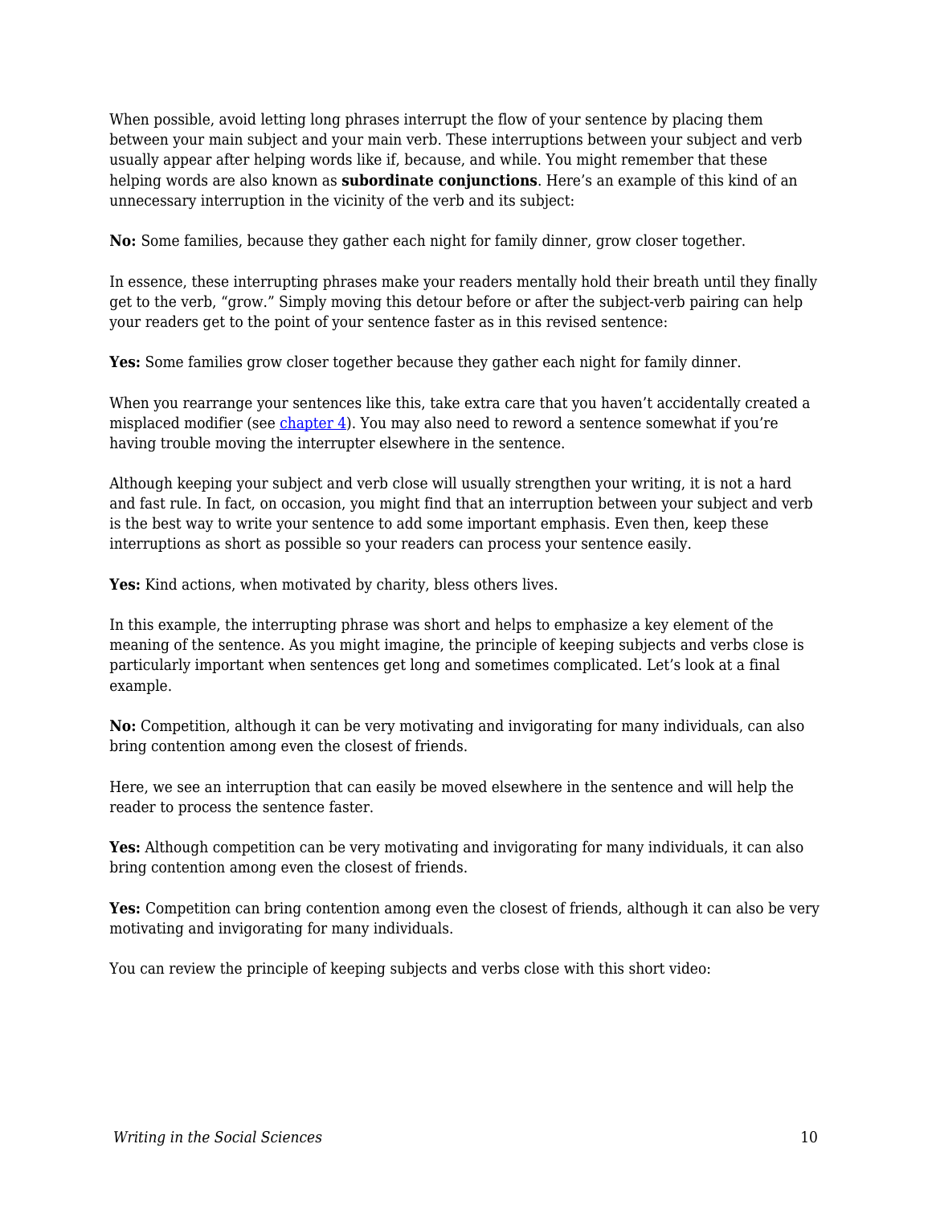When possible, avoid letting long phrases interrupt the flow of your sentence by placing them between your main subject and your main verb. These interruptions between your subject and verb usually appear after helping words like if, because, and while. You might remember that these helping words are also known as **subordinate conjunctions**. Here's an example of this kind of an unnecessary interruption in the vicinity of the verb and its subject:

**No:** Some families, because they gather each night for family dinner, grow closer together.

In essence, these interrupting phrases make your readers mentally hold their breath until they finally get to the verb, "grow." Simply moving this detour before or after the subject-verb pairing can help your readers get to the point of your sentence faster as in this revised sentence:

**Yes:** Some families grow closer together because they gather each night for family dinner.

When you rearrange your sentences like this, take extra care that you haven't accidentally created a misplaced modifier (see chapter 4). You may also need to reword a sentence somewhat if you're having trouble moving the interrupter elsewhere in the sentence.

Although keeping your subject and verb close will usually strengthen your writing, it is not a hard and fast rule. In fact, on occasion, you might find that an interruption between your subject and verb is the best way to write your sentence to add some important emphasis. Even then, keep these interruptions as short as possible so your readers can process your sentence easily.

**Yes:** Kind actions, when motivated by charity, bless others lives.

In this example, the interrupting phrase was short and helps to emphasize a key element of the meaning of the sentence. As you might imagine, the principle of keeping subjects and verbs close is particularly important when sentences get long and sometimes complicated. Let's look at a final example.

**No:** Competition, although it can be very motivating and invigorating for many individuals, can also bring contention among even the closest of friends.

Here, we see an interruption that can easily be moved elsewhere in the sentence and will help the reader to process the sentence faster.

**Yes:** Although competition can be very motivating and invigorating for many individuals, it can also bring contention among even the closest of friends.

**Yes:** Competition can bring contention among even the closest of friends, although it can also be very motivating and invigorating for many individuals.

You can review the principle of keeping subjects and verbs close with this short video: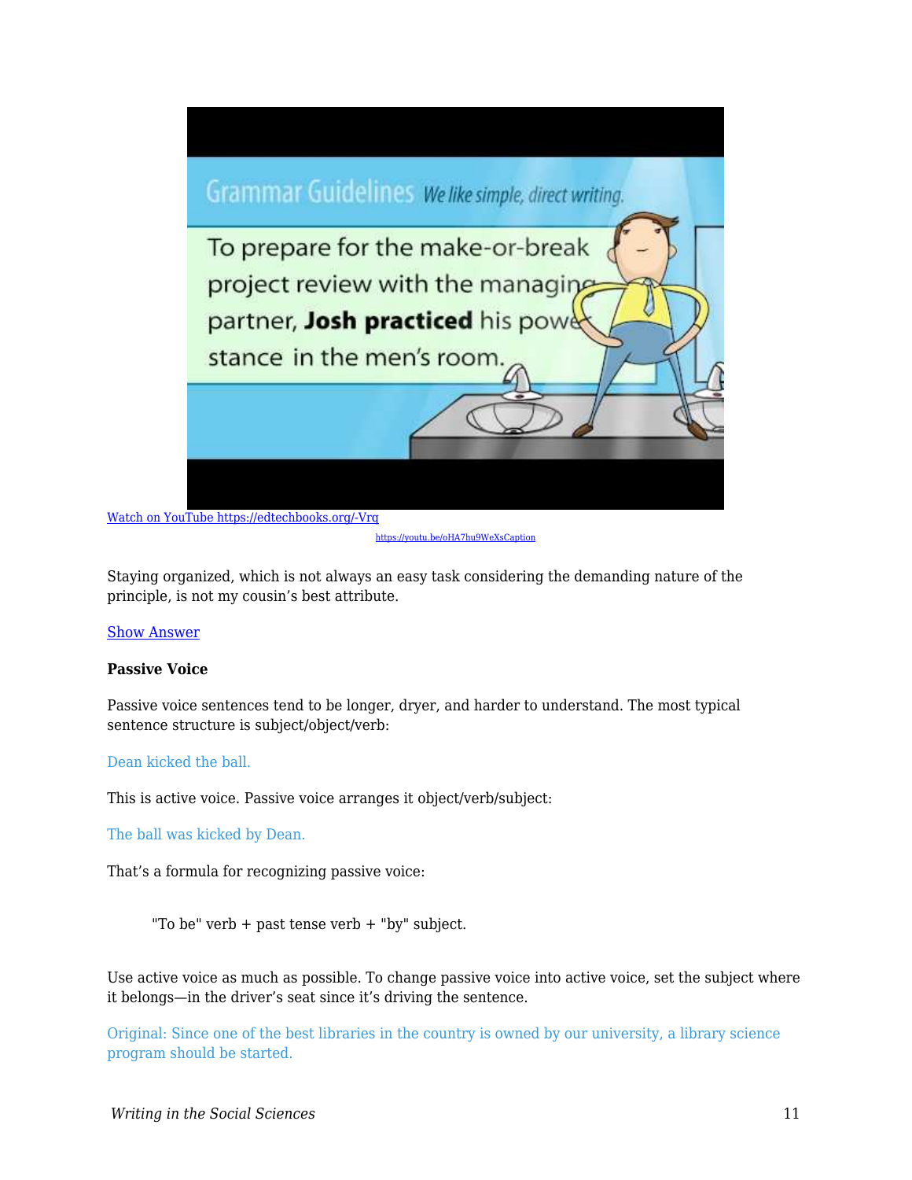[Watch on YouTube https://edtechbooks.org/-Vrq](https://edtechbooks.org/-Vrq)

[https://youtu.be/oHA7hu9WeXsCaption](https://youtu.be/oHA7hu9WeXsCaption)

Staying organized, which is not always an easy task considering the demanding nature of the principle, is not my cousin's best attribute.

Show Answer

**Passive Voice**

Passive voice sentences tend to be longer, dryer, and harder to understand. The most typical sentence structure is subject/object/verb:

Dean kicked the ball.

This is active voice. Passive voice arranges it object/verb/subject:

The ball was kicked by Dean.

That's a formula for recognizing passive voice:

> "To be" verb + past tense verb + "by" subject.

Use active voice as much as possible. To change passive voice into active voice, set the subject where it belongs—in the driver's seat since it's driving the sentence.

Original: Since one of the best libraries in the country is owned by our university, a library science program should be started.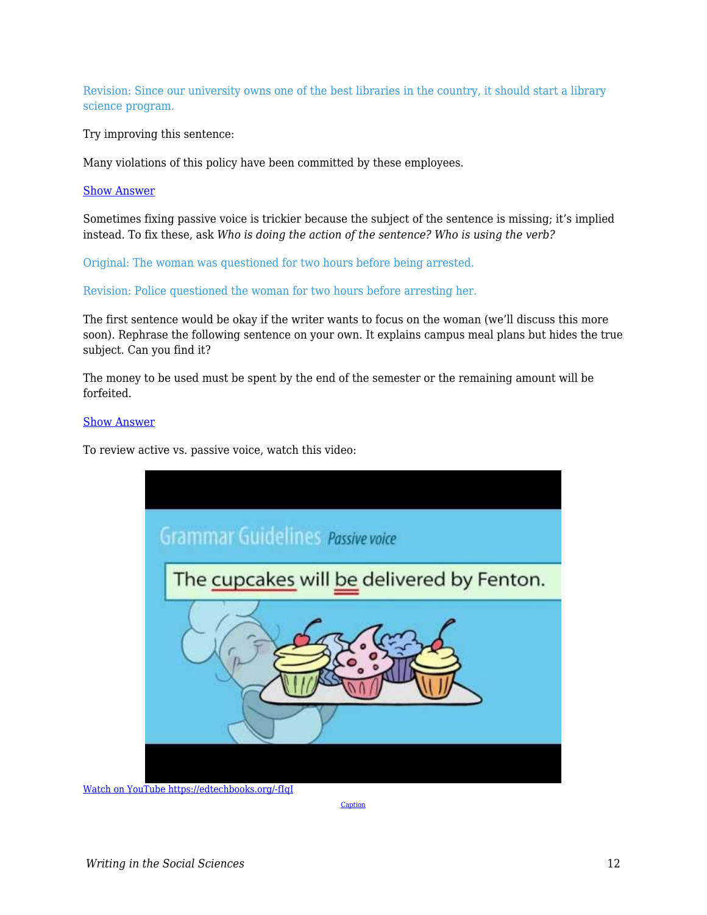Revision: Since our university owns one of the best libraries in the country, it should start a library science program.

Try improving this sentence:

Many violations of this policy have been committed by these employees.

Show Answer

Sometimes fixing passive voice is trickier because the subject of the sentence is missing; it's implied instead. To fix these, ask *Who is doing the action of the sentence? Who is using the verb?*

Original: The woman was questioned for two hours before being arrested.

Revision: Police questioned the woman for two hours before arresting her.

The first sentence would be okay if the writer wants to focus on the woman (we'll discuss this more soon). Rephrase the following sentence on your own. It explains campus meal plans but hides the true subject. Can you find it?

The money to be used must be spent by the end of the semester or the remaining amount will be forfeited.

Show Answer

To review active vs. passive voice, watch this video:

Watch on YouTube https://edtechbooks.org/-fIqI

Caption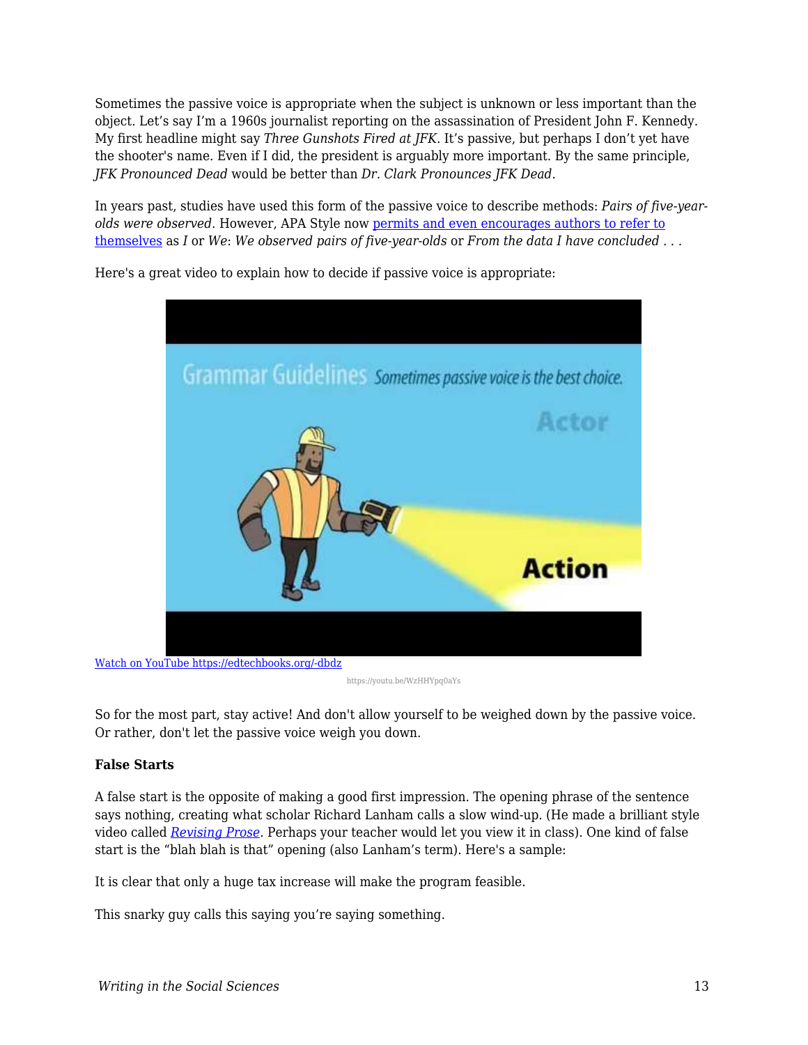Sometimes the passive voice is appropriate when the subject is unknown or less important than the object. Let's say I'm a 1960s journalist reporting on the assassination of President John F. Kennedy. My first headline might say *Three Gunshots Fired at JFK.* It's passive, but perhaps I don't yet have the shooter's name. Even if I did, the president is arguably more important. By the same principle, *JFK Pronounced Dead* would be better than *Dr. Clark Pronounces JFK Dead*.

In years past, studies have used this form of the passive voice to describe methods: *Pairs of five-year-olds were observed*. However, APA Style now permits and even encourages authors to refer to themselves as *I* or *We*: *We observed pairs of five-year-olds* or *From the data I have concluded . . .*

Here's a great video to explain how to decide if passive voice is appropriate:

Watch on YouTube https://edtechbooks.org/-dbdz

https://youtu.be/WzHHYpq0aYs

So for the most part, stay active! And don't allow yourself to be weighed down by the passive voice. Or rather, don't let the passive voice weigh you down.

**False Starts**

A false start is the opposite of making a good first impression. The opening phrase of the sentence says nothing, creating what scholar Richard Lanham calls a slow wind-up. (He made a brilliant style video called *Revising Prose*. Perhaps your teacher would let you view it in class). One kind of false start is the "blah blah is that" opening (also Lanham's term). Here's a sample:

It is clear that only a huge tax increase will make the program feasible.

This snarky guy calls this saying you're saying something.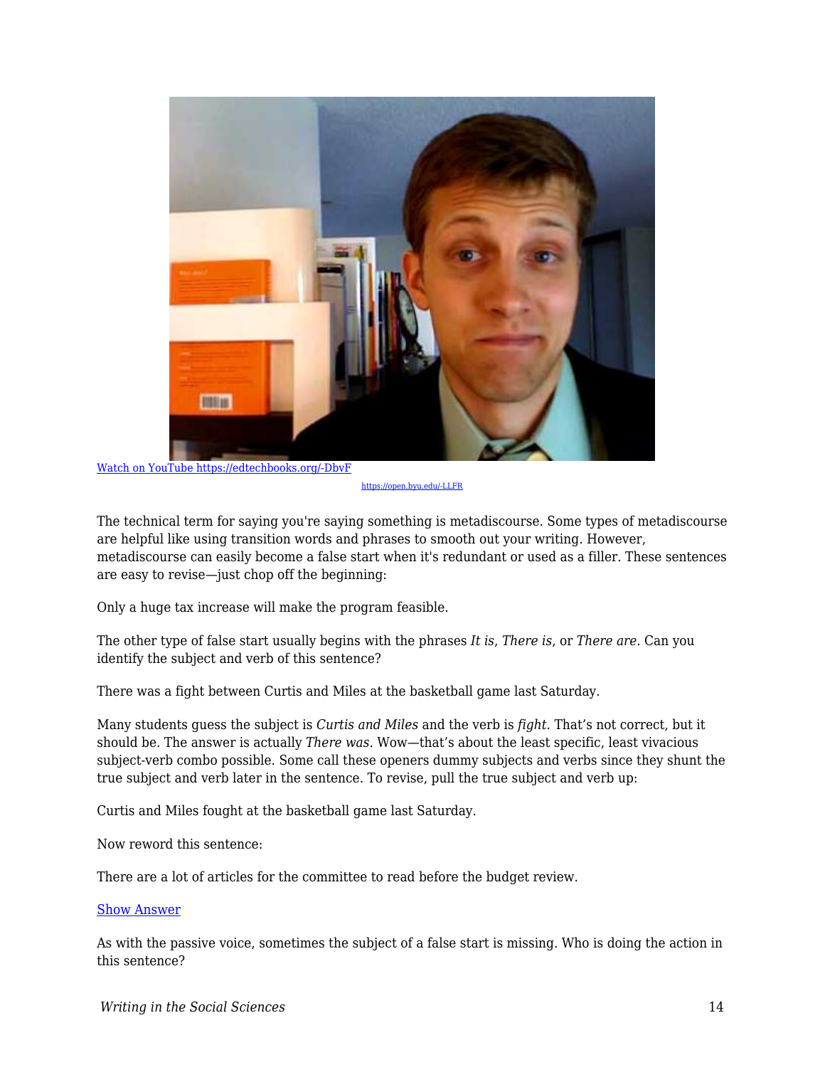[Watch on YouTube https://edtechbooks.org/-DbvF](https://edtechbooks.org/-DbvF)

[https://open.byu.edu/-LLFR](https://open.byu.edu/-LLFR)

The technical term for saying you're saying something is metadiscourse. Some types of metadiscourse are helpful like using transition words and phrases to smooth out your writing. However, metadiscourse can easily become a false start when it's redundant or used as a filler. These sentences are easy to revise—just chop off the beginning:

Only a huge tax increase will make the program feasible.

The other type of false start usually begins with the phrases *It is*, *There is*, or *There are*. Can you identify the subject and verb of this sentence?

There was a fight between Curtis and Miles at the basketball game last Saturday.

Many students guess the subject is *Curtis and Miles* and the verb is *fight*. That's not correct, but it should be. The answer is actually *There was*. Wow—that's about the least specific, least vivacious subject-verb combo possible. Some call these openers dummy subjects and verbs since they shunt the true subject and verb later in the sentence. To revise, pull the true subject and verb up:

Curtis and Miles fought at the basketball game last Saturday.

Now reword this sentence:

There are a lot of articles for the committee to read before the budget review.

Show Answer

As with the passive voice, sometimes the subject of a false start is missing. Who is doing the action in this sentence?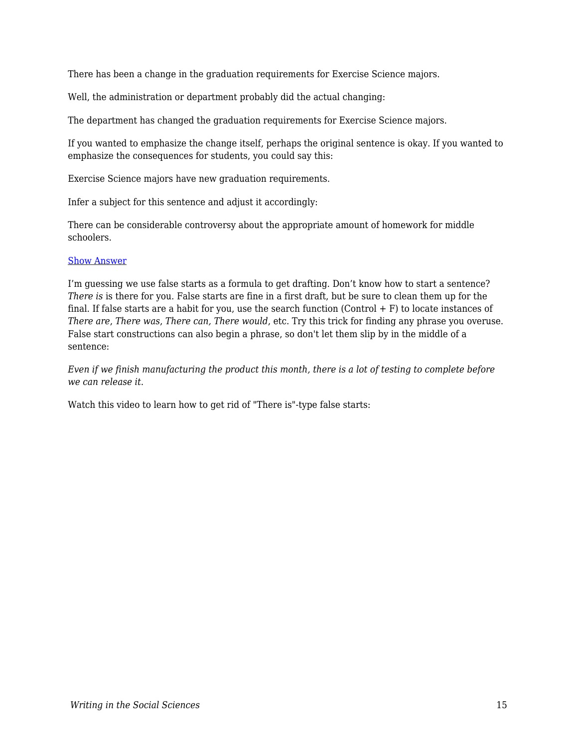There has been a change in the graduation requirements for Exercise Science majors.

Well, the administration or department probably did the actual changing:

The department has changed the graduation requirements for Exercise Science majors.

If you wanted to emphasize the change itself, perhaps the original sentence is okay. If you wanted to emphasize the consequences for students, you could say this:

Exercise Science majors have new graduation requirements.

Infer a subject for this sentence and adjust it accordingly:

There can be considerable controversy about the appropriate amount of homework for middle schoolers.

Show Answer

I'm guessing we use false starts as a formula to get drafting. Don't know how to start a sentence? *There is* is there for you. False starts are fine in a first draft, but be sure to clean them up for the final. If false starts are a habit for you, use the search function (Control + F) to locate instances of *There are*, *There was*, *There can, There would*, etc. Try this trick for finding any phrase you overuse. False start constructions can also begin a phrase, so don't let them slip by in the middle of a sentence:

*Even if we finish manufacturing the product this month, there is a lot of testing to complete before we can release it.*

Watch this video to learn how to get rid of "There is"-type false starts: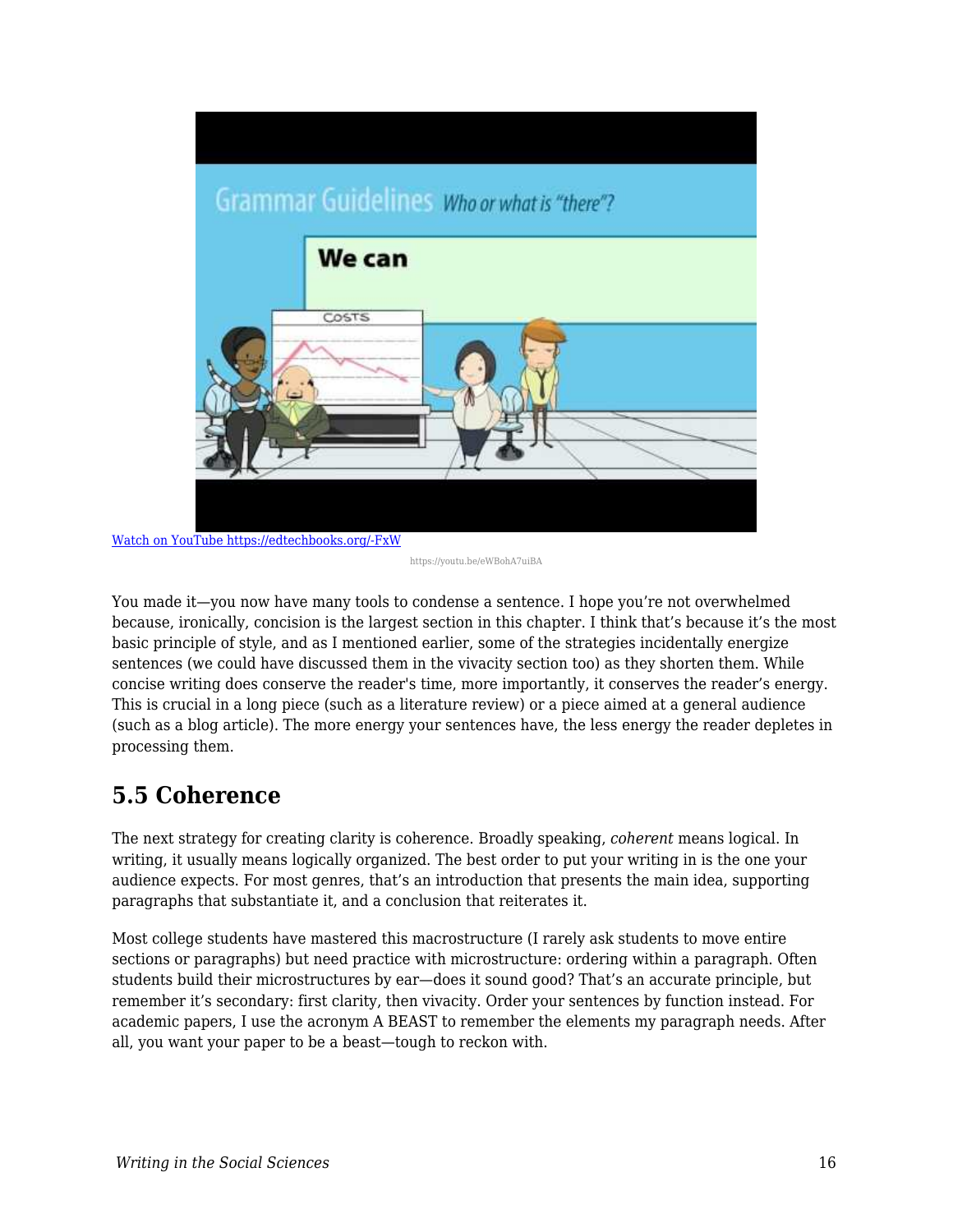[Watch on YouTube https://edtechbooks.org/-FxW](https://edtechbooks.org/-FxW)

https://youtu.be/eWBohA7uiBA

You made it—you now have many tools to condense a sentence. I hope you're not overwhelmed because, ironically, concision is the largest section in this chapter. I think that's because it's the most basic principle of style, and as I mentioned earlier, some of the strategies incidentally energize sentences (we could have discussed them in the vivacity section too) as they shorten them. While concise writing does conserve the reader's time, more importantly, it conserves the reader's energy. This is crucial in a long piece (such as a literature review) or a piece aimed at a general audience (such as a blog article). The more energy your sentences have, the less energy the reader depletes in processing them.

## 5.5 Coherence

The next strategy for creating clarity is coherence. Broadly speaking, *coherent* means logical. In writing, it usually means logically organized. The best order to put your writing in is the one your audience expects. For most genres, that's an introduction that presents the main idea, supporting paragraphs that substantiate it, and a conclusion that reiterates it.

Most college students have mastered this macrostructure (I rarely ask students to move entire sections or paragraphs) but need practice with microstructure: ordering within a paragraph. Often students build their microstructures by ear—does it sound good? That's an accurate principle, but remember it's secondary: first clarity, then vivacity. Order your sentences by function instead. For academic papers, I use the acronym A BEAST to remember the elements my paragraph needs. After all, you want your paper to be a beast—tough to reckon with.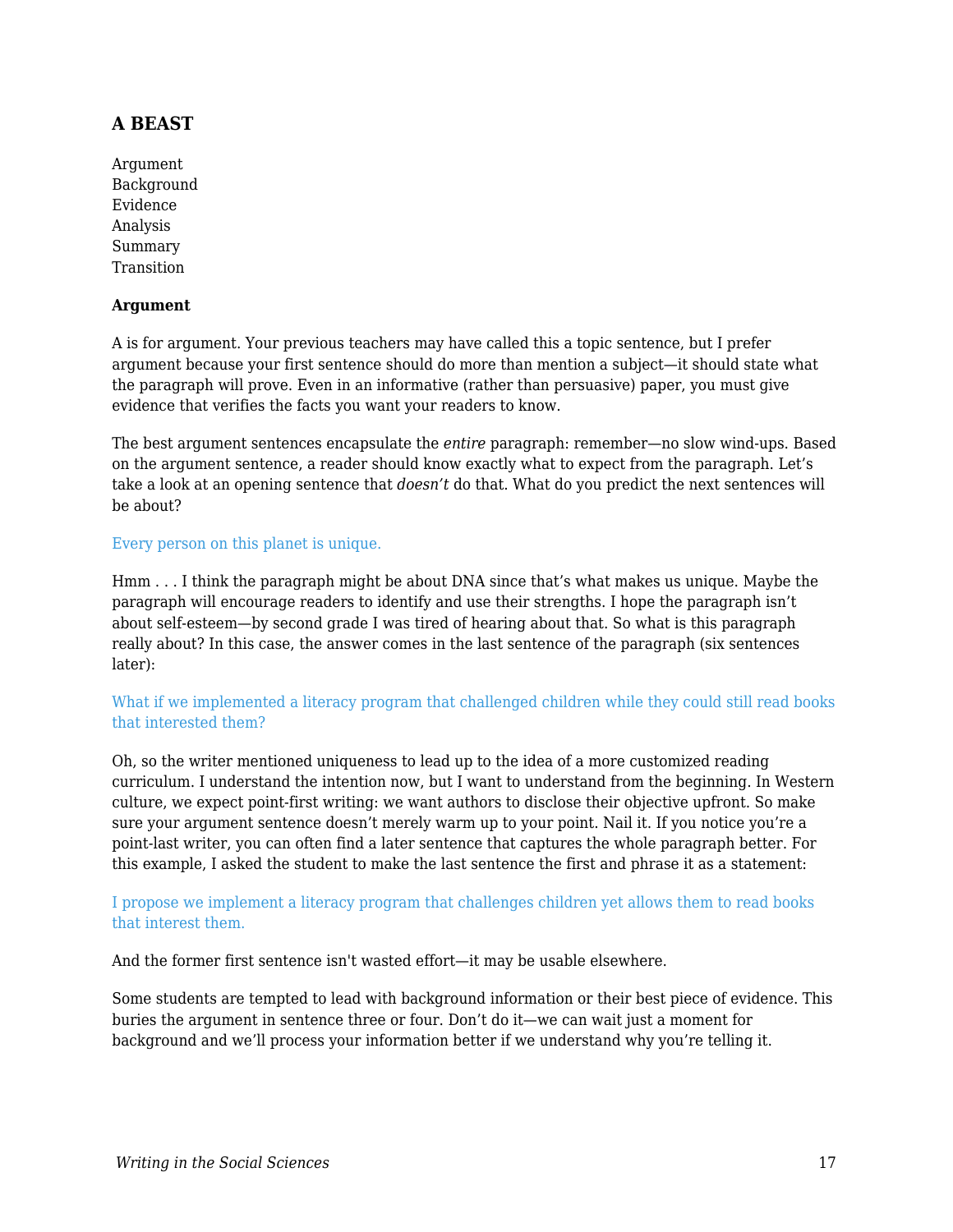### A BEAST

Argument
Background
Evidence
Analysis
Summary
Transition

**Argument**

A is for argument. Your previous teachers may have called this a topic sentence, but I prefer argument because your first sentence should do more than mention a subject—it should state what the paragraph will prove. Even in an informative (rather than persuasive) paper, you must give evidence that verifies the facts you want your readers to know.

The best argument sentences encapsulate the *entire* paragraph: remember—no slow wind-ups. Based on the argument sentence, a reader should know exactly what to expect from the paragraph. Let's take a look at an opening sentence that *doesn't* do that. What do you predict the next sentences will be about?

Every person on this planet is unique.

Hmm . . . I think the paragraph might be about DNA since that's what makes us unique. Maybe the paragraph will encourage readers to identify and use their strengths. I hope the paragraph isn't about self-esteem—by second grade I was tired of hearing about that. So what is this paragraph really about? In this case, the answer comes in the last sentence of the paragraph (six sentences later):

What if we implemented a literacy program that challenged children while they could still read books that interested them?

Oh, so the writer mentioned uniqueness to lead up to the idea of a more customized reading curriculum. I understand the intention now, but I want to understand from the beginning. In Western culture, we expect point-first writing: we want authors to disclose their objective upfront. So make sure your argument sentence doesn't merely warm up to your point. Nail it. If you notice you're a point-last writer, you can often find a later sentence that captures the whole paragraph better. For this example, I asked the student to make the last sentence the first and phrase it as a statement:

I propose we implement a literacy program that challenges children yet allows them to read books that interest them.

And the former first sentence isn't wasted effort—it may be usable elsewhere.

Some students are tempted to lead with background information or their best piece of evidence. This buries the argument in sentence three or four. Don't do it—we can wait just a moment for background and we'll process your information better if we understand why you're telling it.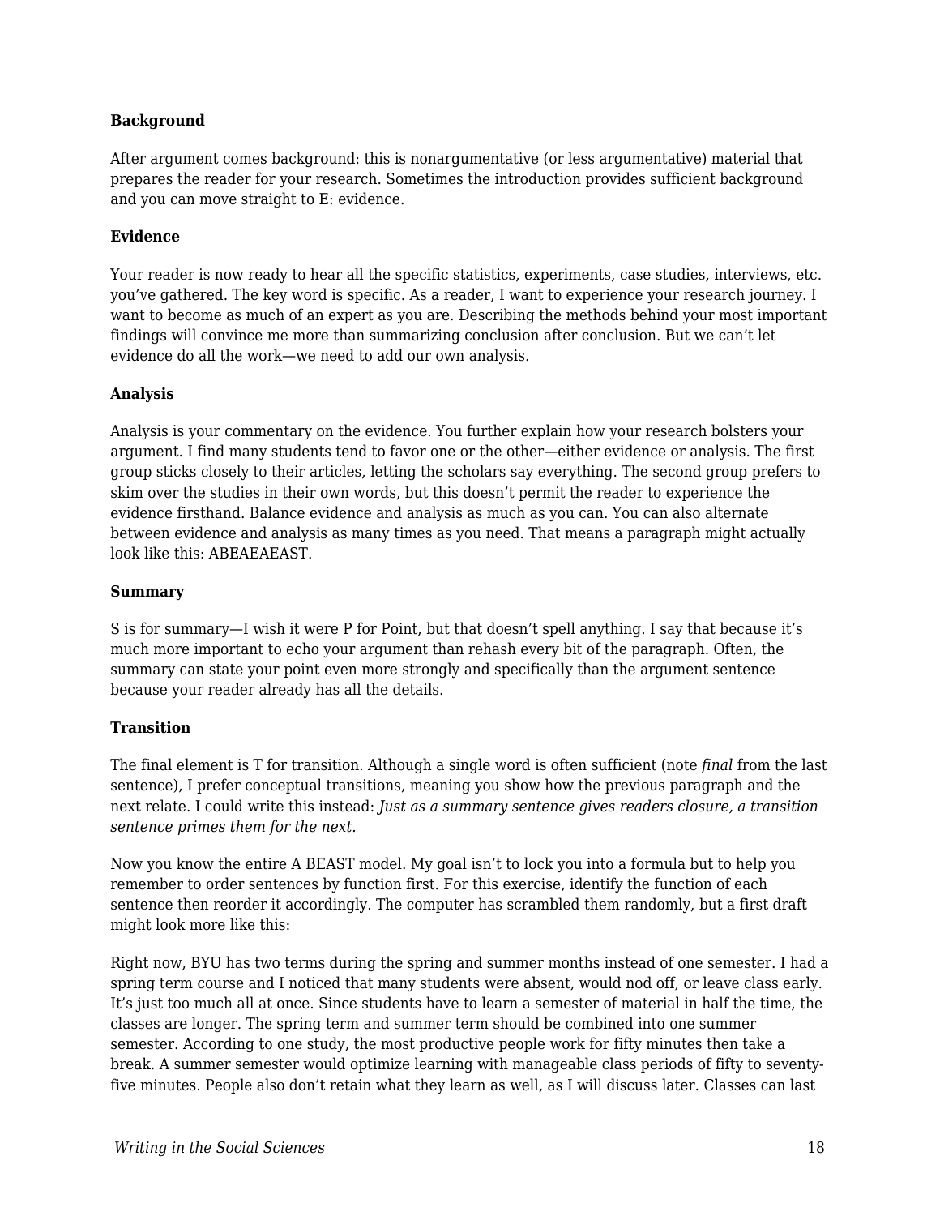### Background

After argument comes background: this is nonargumentative (or less argumentative) material that prepares the reader for your research. Sometimes the introduction provides sufficient background and you can move straight to E: evidence.

### Evidence

Your reader is now ready to hear all the specific statistics, experiments, case studies, interviews, etc. you've gathered. The key word is specific. As a reader, I want to experience your research journey. I want to become as much of an expert as you are. Describing the methods behind your most important findings will convince me more than summarizing conclusion after conclusion. But we can't let evidence do all the work—we need to add our own analysis.

### Analysis

Analysis is your commentary on the evidence. You further explain how your research bolsters your argument. I find many students tend to favor one or the other—either evidence or analysis. The first group sticks closely to their articles, letting the scholars say everything. The second group prefers to skim over the studies in their own words, but this doesn't permit the reader to experience the evidence firsthand. Balance evidence and analysis as much as you can. You can also alternate between evidence and analysis as many times as you need. That means a paragraph might actually look like this: ABEAEAEAST.

### Summary

S is for summary—I wish it were P for Point, but that doesn't spell anything. I say that because it's much more important to echo your argument than rehash every bit of the paragraph. Often, the summary can state your point even more strongly and specifically than the argument sentence because your reader already has all the details.

### Transition

The final element is T for transition. Although a single word is often sufficient (note *final* from the last sentence), I prefer conceptual transitions, meaning you show how the previous paragraph and the next relate. I could write this instead: *Just as a summary sentence gives readers closure, a transition sentence primes them for the next.*

Now you know the entire A BEAST model. My goal isn't to lock you into a formula but to help you remember to order sentences by function first. For this exercise, identify the function of each sentence then reorder it accordingly. The computer has scrambled them randomly, but a first draft might look more like this:

Right now, BYU has two terms during the spring and summer months instead of one semester. I had a spring term course and I noticed that many students were absent, would nod off, or leave class early. It's just too much all at once. Since students have to learn a semester of material in half the time, the classes are longer. The spring term and summer term should be combined into one summer semester. According to one study, the most productive people work for fifty minutes then take a break. A summer semester would optimize learning with manageable class periods of fifty to seventy-five minutes. People also don't retain what they learn as well, as I will discuss later. Classes can last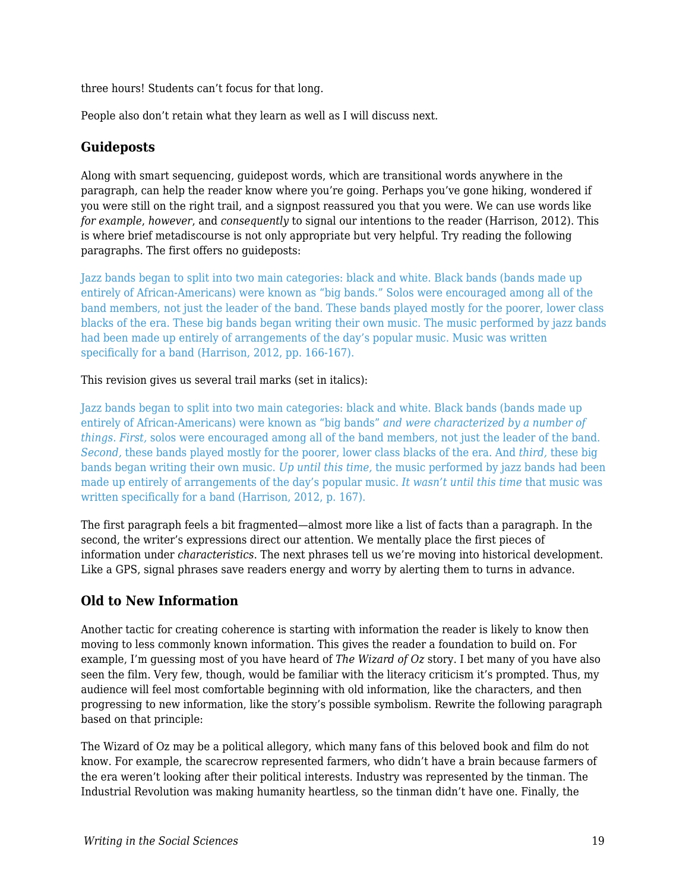three hours! Students can't focus for that long.

People also don't retain what they learn as well as I will discuss next.

### Guideposts

Along with smart sequencing, guidepost words, which are transitional words anywhere in the paragraph, can help the reader know where you're going. Perhaps you've gone hiking, wondered if you were still on the right trail, and a signpost reassured you that you were. We can use words like *for example*, *however*, and *consequently* to signal our intentions to the reader (Harrison, 2012). This is where brief metadiscourse is not only appropriate but very helpful. Try reading the following paragraphs. The first offers no guideposts:

Jazz bands began to split into two main categories: black and white. Black bands (bands made up entirely of African-Americans) were known as "big bands." Solos were encouraged among all of the band members, not just the leader of the band. These bands played mostly for the poorer, lower class blacks of the era. These big bands began writing their own music. The music performed by jazz bands had been made up entirely of arrangements of the day's popular music. Music was written specifically for a band (Harrison, 2012, pp. 166-167).

This revision gives us several trail marks (set in italics):

Jazz bands began to split into two main categories: black and white. Black bands (bands made up entirely of African-Americans) were known as "big bands" *and were characterized by a number of things*. *First,* solos were encouraged among all of the band members, not just the leader of the band. *Second,* these bands played mostly for the poorer, lower class blacks of the era. And *third,* these big bands began writing their own music. *Up until this time,* the music performed by jazz bands had been made up entirely of arrangements of the day's popular music. *It wasn't until this time* that music was written specifically for a band (Harrison, 2012, p. 167).

The first paragraph feels a bit fragmented—almost more like a list of facts than a paragraph. In the second, the writer's expressions direct our attention. We mentally place the first pieces of information under *characteristics*. The next phrases tell us we're moving into historical development. Like a GPS, signal phrases save readers energy and worry by alerting them to turns in advance.

### Old to New Information

Another tactic for creating coherence is starting with information the reader is likely to know then moving to less commonly known information. This gives the reader a foundation to build on. For example, I'm guessing most of you have heard of *The Wizard of Oz* story. I bet many of you have also seen the film. Very few, though, would be familiar with the literacy criticism it's prompted. Thus, my audience will feel most comfortable beginning with old information, like the characters, and then progressing to new information, like the story's possible symbolism. Rewrite the following paragraph based on that principle:

The Wizard of Oz may be a political allegory, which many fans of this beloved book and film do not know. For example, the scarecrow represented farmers, who didn't have a brain because farmers of the era weren't looking after their political interests. Industry was represented by the tinman. The Industrial Revolution was making humanity heartless, so the tinman didn't have one. Finally, the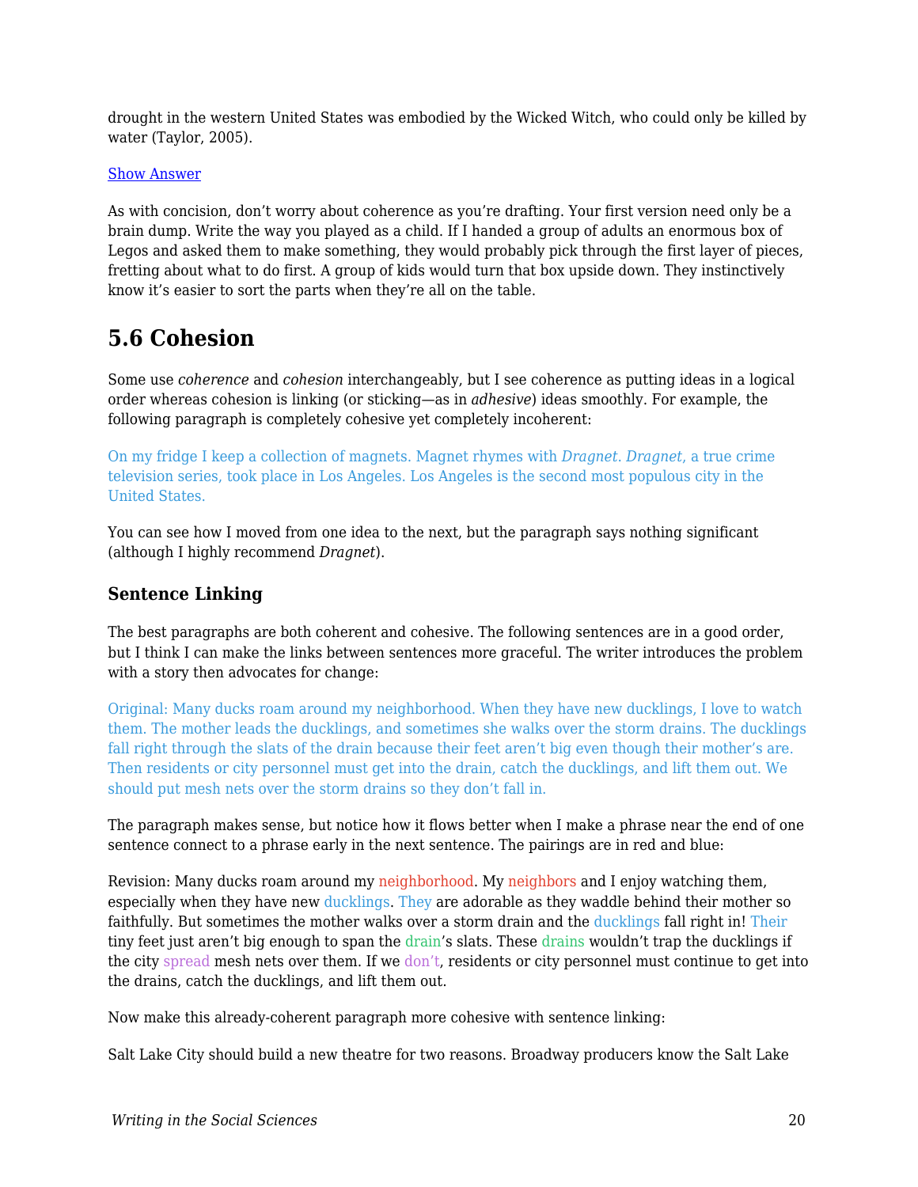drought in the western United States was embodied by the Wicked Witch, who could only be killed by water (Taylor, 2005).

Show Answer

As with concision, don't worry about coherence as you're drafting. Your first version need only be a brain dump. Write the way you played as a child. If I handed a group of adults an enormous box of Legos and asked them to make something, they would probably pick through the first layer of pieces, fretting about what to do first. A group of kids would turn that box upside down. They instinctively know it's easier to sort the parts when they're all on the table.

## 5.6 Cohesion

Some use *coherence* and *cohesion* interchangeably, but I see coherence as putting ideas in a logical order whereas cohesion is linking (or sticking—as in *adhesive*) ideas smoothly. For example, the following paragraph is completely cohesive yet completely incoherent:

On my fridge I keep a collection of magnets. Magnet rhymes with *Dragnet*. *Dragnet*, a true crime television series, took place in Los Angeles. Los Angeles is the second most populous city in the United States.

You can see how I moved from one idea to the next, but the paragraph says nothing significant (although I highly recommend *Dragnet*).

### Sentence Linking

The best paragraphs are both coherent and cohesive. The following sentences are in a good order, but I think I can make the links between sentences more graceful. The writer introduces the problem with a story then advocates for change:

Original: Many ducks roam around my neighborhood. When they have new ducklings, I love to watch them. The mother leads the ducklings, and sometimes she walks over the storm drains. The ducklings fall right through the slats of the drain because their feet aren't big even though their mother's are. Then residents or city personnel must get into the drain, catch the ducklings, and lift them out. We should put mesh nets over the storm drains so they don't fall in.

The paragraph makes sense, but notice how it flows better when I make a phrase near the end of one sentence connect to a phrase early in the next sentence. The pairings are in red and blue:

Revision: Many ducks roam around my neighborhood. My neighbors and I enjoy watching them, especially when they have new ducklings. They are adorable as they waddle behind their mother so faithfully. But sometimes the mother walks over a storm drain and the ducklings fall right in! Their tiny feet just aren't big enough to span the drain's slats. These drains wouldn't trap the ducklings if the city spread mesh nets over them. If we don't, residents or city personnel must continue to get into the drains, catch the ducklings, and lift them out.

Now make this already-coherent paragraph more cohesive with sentence linking:

Salt Lake City should build a new theatre for two reasons. Broadway producers know the Salt Lake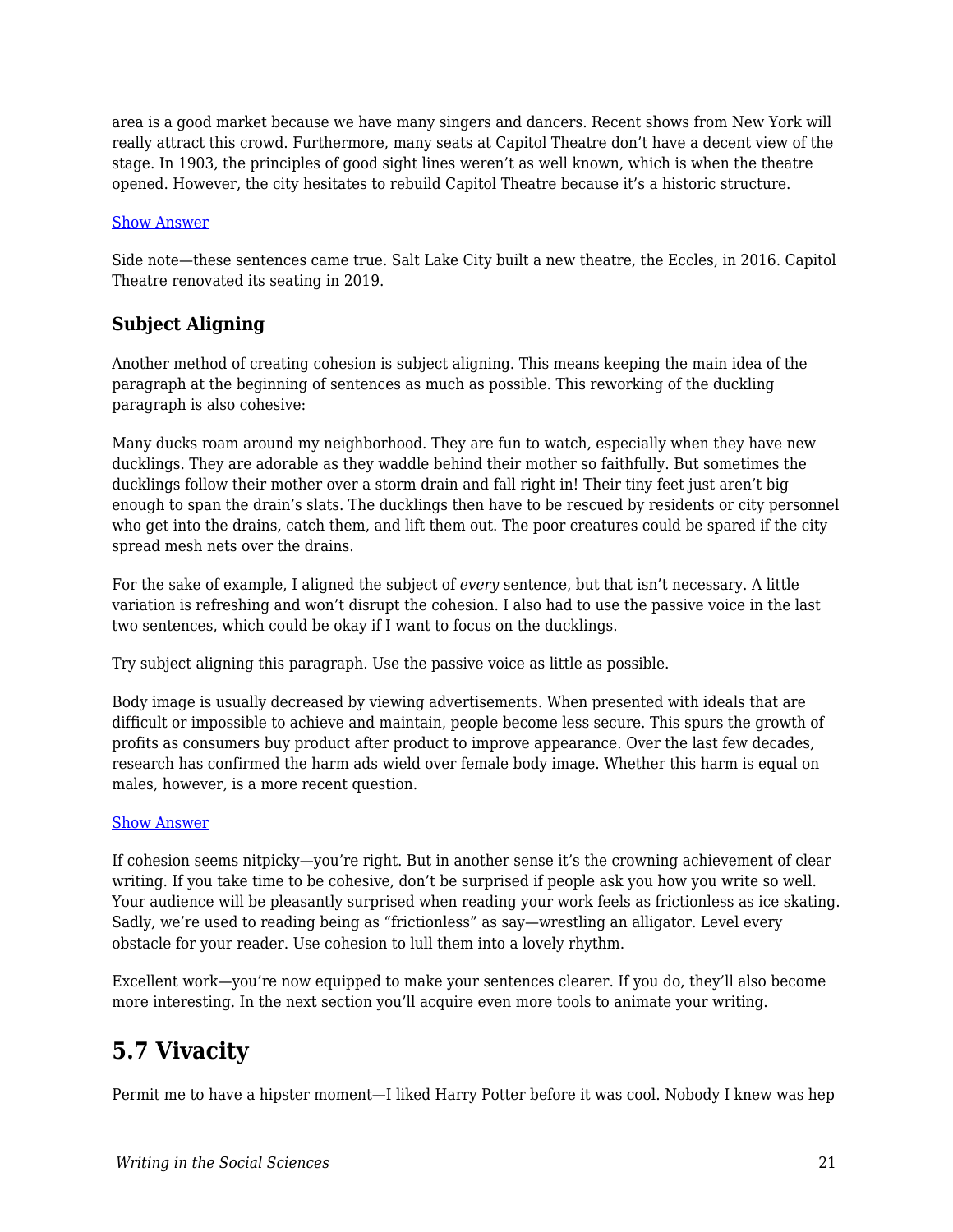area is a good market because we have many singers and dancers. Recent shows from New York will really attract this crowd. Furthermore, many seats at Capitol Theatre don't have a decent view of the stage. In 1903, the principles of good sight lines weren't as well known, which is when the theatre opened. However, the city hesitates to rebuild Capitol Theatre because it's a historic structure.

Show Answer

Side note—these sentences came true. Salt Lake City built a new theatre, the Eccles, in 2016. Capitol Theatre renovated its seating in 2019.

### Subject Aligning

Another method of creating cohesion is subject aligning. This means keeping the main idea of the paragraph at the beginning of sentences as much as possible. This reworking of the duckling paragraph is also cohesive:

Many ducks roam around my neighborhood. They are fun to watch, especially when they have new ducklings. They are adorable as they waddle behind their mother so faithfully. But sometimes the ducklings follow their mother over a storm drain and fall right in! Their tiny feet just aren't big enough to span the drain's slats. The ducklings then have to be rescued by residents or city personnel who get into the drains, catch them, and lift them out. The poor creatures could be spared if the city spread mesh nets over the drains.

For the sake of example, I aligned the subject of *every* sentence, but that isn't necessary. A little variation is refreshing and won't disrupt the cohesion. I also had to use the passive voice in the last two sentences, which could be okay if I want to focus on the ducklings.

Try subject aligning this paragraph. Use the passive voice as little as possible.

Body image is usually decreased by viewing advertisements. When presented with ideals that are difficult or impossible to achieve and maintain, people become less secure. This spurs the growth of profits as consumers buy product after product to improve appearance. Over the last few decades, research has confirmed the harm ads wield over female body image. Whether this harm is equal on males, however, is a more recent question.

Show Answer

If cohesion seems nitpicky—you're right. But in another sense it's the crowning achievement of clear writing. If you take time to be cohesive, don't be surprised if people ask you how you write so well. Your audience will be pleasantly surprised when reading your work feels as frictionless as ice skating. Sadly, we're used to reading being as "frictionless" as say—wrestling an alligator. Level every obstacle for your reader. Use cohesion to lull them into a lovely rhythm.

Excellent work—you're now equipped to make your sentences clearer. If you do, they'll also become more interesting. In the next section you'll acquire even more tools to animate your writing.

## 5.7 Vivacity

Permit me to have a hipster moment—I liked Harry Potter before it was cool. Nobody I knew was hep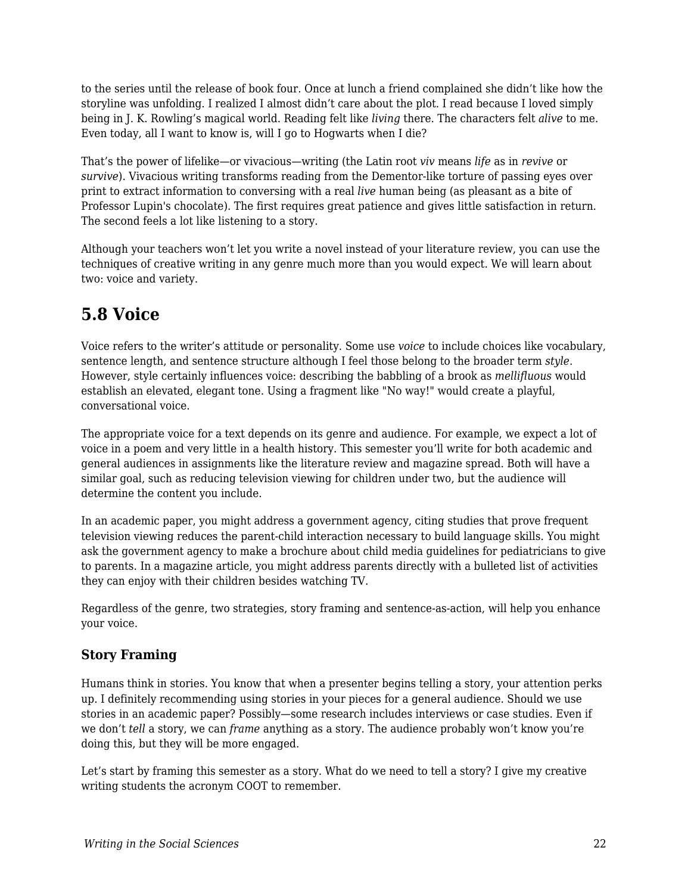to the series until the release of book four. Once at lunch a friend complained she didn't like how the storyline was unfolding. I realized I almost didn't care about the plot. I read because I loved simply being in J. K. Rowling's magical world. Reading felt like *living* there. The characters felt *alive* to me. Even today, all I want to know is, will I go to Hogwarts when I die?

That's the power of lifelike—or vivacious—writing (the Latin root *viv* means *life* as in *revive* or *survive*). Vivacious writing transforms reading from the Dementor-like torture of passing eyes over print to extract information to conversing with a real *live* human being (as pleasant as a bite of Professor Lupin's chocolate). The first requires great patience and gives little satisfaction in return. The second feels a lot like listening to a story.

Although your teachers won't let you write a novel instead of your literature review, you can use the techniques of creative writing in any genre much more than you would expect. We will learn about two: voice and variety.

## 5.8 Voice

Voice refers to the writer's attitude or personality. Some use *voice* to include choices like vocabulary, sentence length, and sentence structure although I feel those belong to the broader term *style*. However, style certainly influences voice: describing the babbling of a brook as *mellifluous* would establish an elevated, elegant tone. Using a fragment like "No way!" would create a playful, conversational voice.

The appropriate voice for a text depends on its genre and audience. For example, we expect a lot of voice in a poem and very little in a health history. This semester you'll write for both academic and general audiences in assignments like the literature review and magazine spread. Both will have a similar goal, such as reducing television viewing for children under two, but the audience will determine the content you include.

In an academic paper, you might address a government agency, citing studies that prove frequent television viewing reduces the parent-child interaction necessary to build language skills. You might ask the government agency to make a brochure about child media guidelines for pediatricians to give to parents. In a magazine article, you might address parents directly with a bulleted list of activities they can enjoy with their children besides watching TV.

Regardless of the genre, two strategies, story framing and sentence-as-action, will help you enhance your voice.

### Story Framing

Humans think in stories. You know that when a presenter begins telling a story, your attention perks up. I definitely recommending using stories in your pieces for a general audience. Should we use stories in an academic paper? Possibly—some research includes interviews or case studies. Even if we don't *tell* a story, we can *frame* anything as a story. The audience probably won't know you're doing this, but they will be more engaged.

Let's start by framing this semester as a story. What do we need to tell a story? I give my creative writing students the acronym COOT to remember.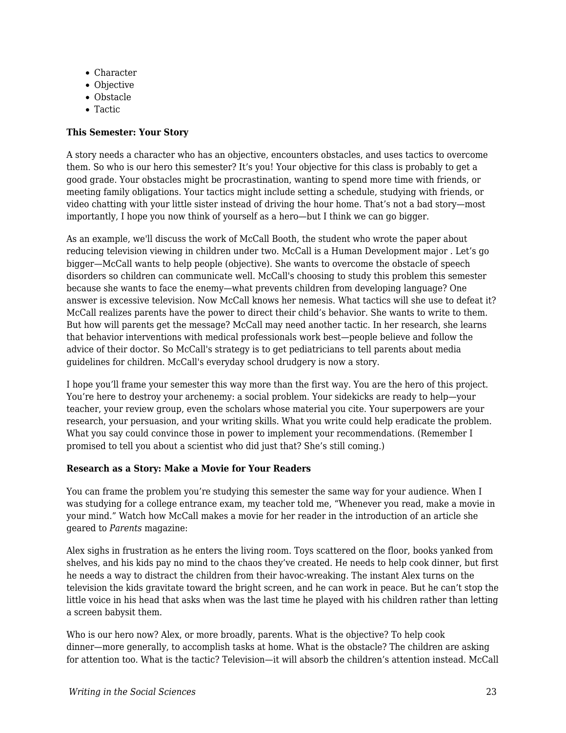- Character
- Objective
- Obstacle
- Tactic

**This Semester: Your Story**

A story needs a character who has an objective, encounters obstacles, and uses tactics to overcome them. So who is our hero this semester? It's you! Your objective for this class is probably to get a good grade. Your obstacles might be procrastination, wanting to spend more time with friends, or meeting family obligations. Your tactics might include setting a schedule, studying with friends, or video chatting with your little sister instead of driving the hour home. That's not a bad story—most importantly, I hope you now think of yourself as a hero—but I think we can go bigger.

As an example, we'll discuss the work of McCall Booth, the student who wrote the paper about reducing television viewing in children under two. McCall is a Human Development major . Let's go bigger—McCall wants to help people (objective). She wants to overcome the obstacle of speech disorders so children can communicate well. McCall's choosing to study this problem this semester because she wants to face the enemy—what prevents children from developing language? One answer is excessive television. Now McCall knows her nemesis. What tactics will she use to defeat it? McCall realizes parents have the power to direct their child's behavior. She wants to write to them. But how will parents get the message? McCall may need another tactic. In her research, she learns that behavior interventions with medical professionals work best—people believe and follow the advice of their doctor. So McCall's strategy is to get pediatricians to tell parents about media guidelines for children. McCall's everyday school drudgery is now a story.

I hope you'll frame your semester this way more than the first way. You are the hero of this project. You're here to destroy your archenemy: a social problem. Your sidekicks are ready to help—your teacher, your review group, even the scholars whose material you cite. Your superpowers are your research, your persuasion, and your writing skills. What you write could help eradicate the problem. What you say could convince those in power to implement your recommendations. (Remember I promised to tell you about a scientist who did just that? She's still coming.)

**Research as a Story: Make a Movie for Your Readers**

You can frame the problem you're studying this semester the same way for your audience. When I was studying for a college entrance exam, my teacher told me, "Whenever you read, make a movie in your mind." Watch how McCall makes a movie for her reader in the introduction of an article she geared to *Parents* magazine:

Alex sighs in frustration as he enters the living room. Toys scattered on the floor, books yanked from shelves, and his kids pay no mind to the chaos they've created. He needs to help cook dinner, but first he needs a way to distract the children from their havoc-wreaking. The instant Alex turns on the television the kids gravitate toward the bright screen, and he can work in peace. But he can't stop the little voice in his head that asks when was the last time he played with his children rather than letting a screen babysit them.

Who is our hero now? Alex, or more broadly, parents. What is the objective? To help cook dinner—more generally, to accomplish tasks at home. What is the obstacle? The children are asking for attention too. What is the tactic? Television—it will absorb the children's attention instead. McCall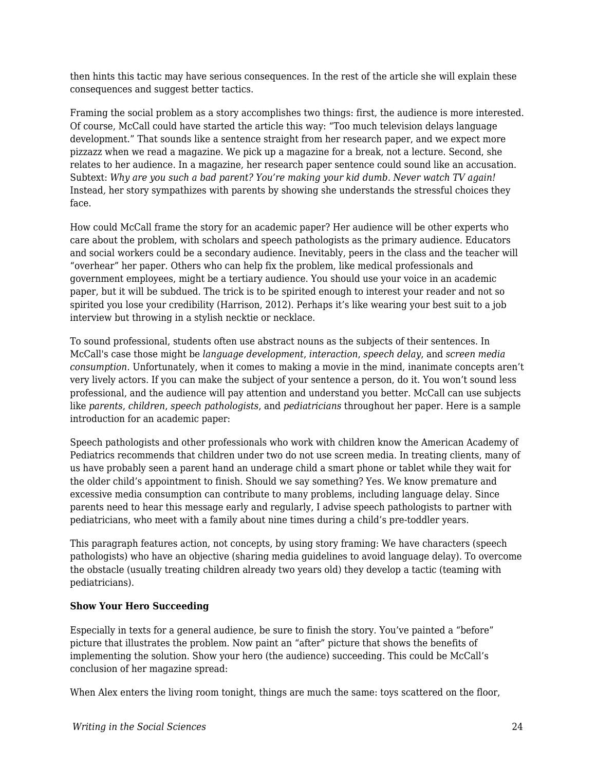then hints this tactic may have serious consequences. In the rest of the article she will explain these consequences and suggest better tactics.

Framing the social problem as a story accomplishes two things: first, the audience is more interested. Of course, McCall could have started the article this way: “Too much television delays language development.” That sounds like a sentence straight from her research paper, and we expect more pizzazz when we read a magazine. We pick up a magazine for a break, not a lecture. Second, she relates to her audience. In a magazine, her research paper sentence could sound like an accusation. Subtext: *Why are you such a bad parent? You’re making your kid dumb. Never watch TV again!* Instead, her story sympathizes with parents by showing she understands the stressful choices they face.

How could McCall frame the story for an academic paper? Her audience will be other experts who care about the problem, with scholars and speech pathologists as the primary audience. Educators and social workers could be a secondary audience. Inevitably, peers in the class and the teacher will “overhear” her paper. Others who can help fix the problem, like medical professionals and government employees, might be a tertiary audience. You should use your voice in an academic paper, but it will be subdued. The trick is to be spirited enough to interest your reader and not so spirited you lose your credibility (Harrison, 2012). Perhaps it’s like wearing your best suit to a job interview but throwing in a stylish necktie or necklace.

To sound professional, students often use abstract nouns as the subjects of their sentences. In McCall's case those might be *language development*, *interaction*, *speech delay*, and *screen media consumption*. Unfortunately, when it comes to making a movie in the mind, inanimate concepts aren’t very lively actors. If you can make the subject of your sentence a person, do it. You won’t sound less professional, and the audience will pay attention and understand you better. McCall can use subjects like *parents*, *children*, *speech pathologists*, and *pediatricians* throughout her paper. Here is a sample introduction for an academic paper:

Speech pathologists and other professionals who work with children know the American Academy of Pediatrics recommends that children under two do not use screen media. In treating clients, many of us have probably seen a parent hand an underage child a smart phone or tablet while they wait for the older child’s appointment to finish. Should we say something? Yes. We know premature and excessive media consumption can contribute to many problems, including language delay. Since parents need to hear this message early and regularly, I advise speech pathologists to partner with pediatricians, who meet with a family about nine times during a child’s pre-toddler years.

This paragraph features action, not concepts, by using story framing: We have characters (speech pathologists) who have an objective (sharing media guidelines to avoid language delay). To overcome the obstacle (usually treating children already two years old) they develop a tactic (teaming with pediatricians).

**Show Your Hero Succeeding**

Especially in texts for a general audience, be sure to finish the story. You’ve painted a “before” picture that illustrates the problem. Now paint an “after” picture that shows the benefits of implementing the solution. Show your hero (the audience) succeeding. This could be McCall’s conclusion of her magazine spread:

When Alex enters the living room tonight, things are much the same: toys scattered on the floor,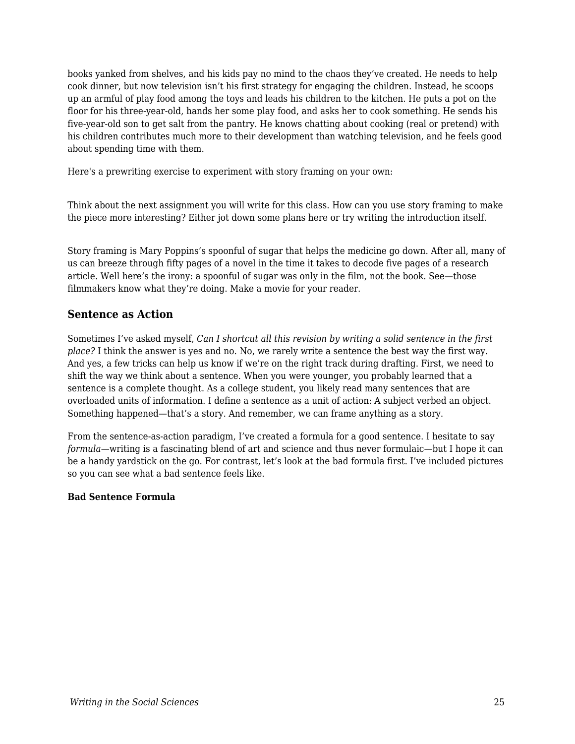books yanked from shelves, and his kids pay no mind to the chaos they've created. He needs to help cook dinner, but now television isn't his first strategy for engaging the children. Instead, he scoops up an armful of play food among the toys and leads his children to the kitchen. He puts a pot on the floor for his three-year-old, hands her some play food, and asks her to cook something. He sends his five-year-old son to get salt from the pantry. He knows chatting about cooking (real or pretend) with his children contributes much more to their development than watching television, and he feels good about spending time with them.

Here's a prewriting exercise to experiment with story framing on your own:

Think about the next assignment you will write for this class. How can you use story framing to make the piece more interesting? Either jot down some plans here or try writing the introduction itself.

Story framing is Mary Poppins's spoonful of sugar that helps the medicine go down. After all, many of us can breeze through fifty pages of a novel in the time it takes to decode five pages of a research article. Well here's the irony: a spoonful of sugar was only in the film, not the book. See—those filmmakers know what they're doing. Make a movie for your reader.

### Sentence as Action

Sometimes I've asked myself, *Can I shortcut all this revision by writing a solid sentence in the first place?* I think the answer is yes and no. No, we rarely write a sentence the best way the first way. And yes, a few tricks can help us know if we're on the right track during drafting. First, we need to shift the way we think about a sentence. When you were younger, you probably learned that a sentence is a complete thought. As a college student, you likely read many sentences that are overloaded units of information. I define a sentence as a unit of action: A subject verbed an object. Something happened—that's a story. And remember, we can frame anything as a story.

From the sentence-as-action paradigm, I've created a formula for a good sentence. I hesitate to say *formula*—writing is a fascinating blend of art and science and thus never formulaic—but I hope it can be a handy yardstick on the go. For contrast, let's look at the bad formula first. I've included pictures so you can see what a bad sentence feels like.

**Bad Sentence Formula**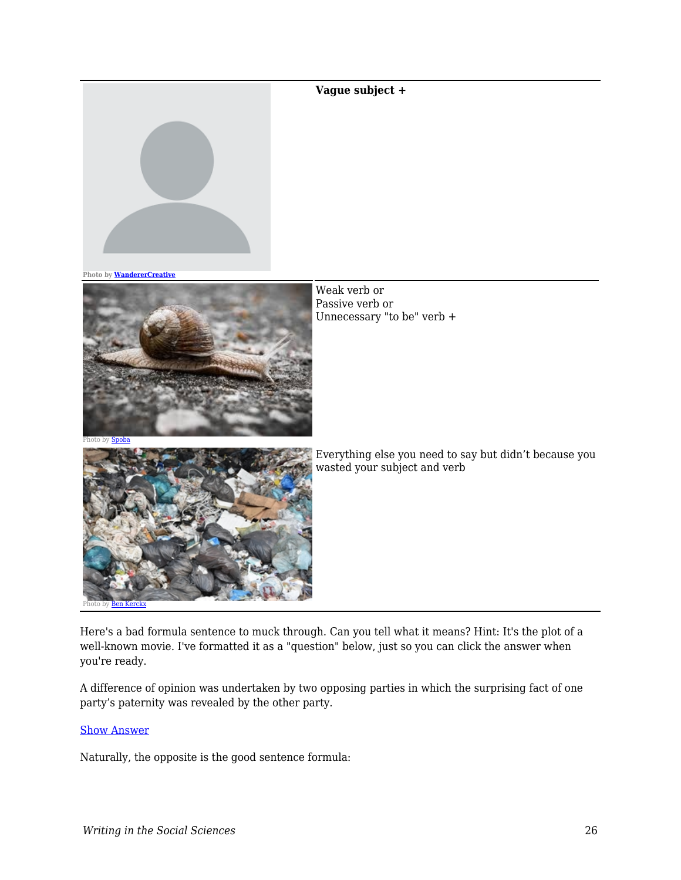| | |
|---|---|
| Photo by [WandererCreative]() | **Vague subject +** |
| Photo by [Spoba]() | Weak verb or<br>Passive verb or<br>Unnecessary "to be" verb + |
| Photo by [Ben Kerckx]() | Everything else you need to say but didn't because you wasted your subject and verb |

Here's a bad formula sentence to muck through. Can you tell what it means? Hint: It's the plot of a well-known movie. I've formatted it as a "question" below, just so you can click the answer when you're ready.

A difference of opinion was undertaken by two opposing parties in which the surprising fact of one party's paternity was revealed by the other party.

[Show Answer]()

Naturally, the opposite is the good sentence formula: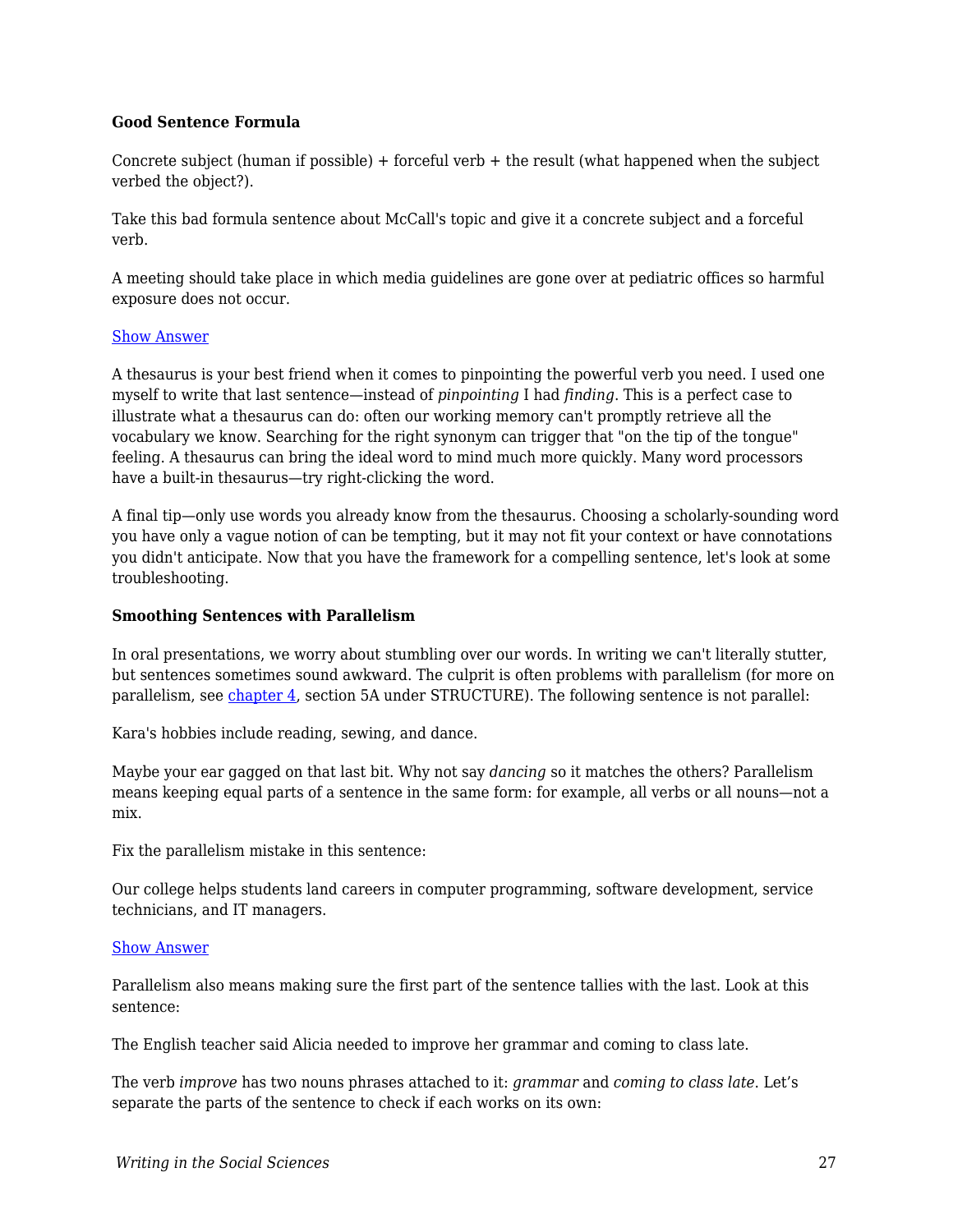**Good Sentence Formula**

Concrete subject (human if possible) + forceful verb + the result (what happened when the subject verbed the object?).

Take this bad formula sentence about McCall's topic and give it a concrete subject and a forceful verb.

A meeting should take place in which media guidelines are gone over at pediatric offices so harmful exposure does not occur.

Show Answer

A thesaurus is your best friend when it comes to pinpointing the powerful verb you need. I used one myself to write that last sentence—instead of *pinpointing* I had *finding*. This is a perfect case to illustrate what a thesaurus can do: often our working memory can't promptly retrieve all the vocabulary we know. Searching for the right synonym can trigger that "on the tip of the tongue" feeling. A thesaurus can bring the ideal word to mind much more quickly. Many word processors have a built-in thesaurus—try right-clicking the word.

A final tip—only use words you already know from the thesaurus. Choosing a scholarly-sounding word you have only a vague notion of can be tempting, but it may not fit your context or have connotations you didn't anticipate. Now that you have the framework for a compelling sentence, let's look at some troubleshooting.

**Smoothing Sentences with Parallelism**

In oral presentations, we worry about stumbling over our words. In writing we can't literally stutter, but sentences sometimes sound awkward. The culprit is often problems with parallelism (for more on parallelism, see chapter 4, section 5A under STRUCTURE). The following sentence is not parallel:

Kara's hobbies include reading, sewing, and dance.

Maybe your ear gagged on that last bit. Why not say *dancing* so it matches the others? Parallelism means keeping equal parts of a sentence in the same form: for example, all verbs or all nouns—not a mix.

Fix the parallelism mistake in this sentence:

Our college helps students land careers in computer programming, software development, service technicians, and IT managers.

Show Answer

Parallelism also means making sure the first part of the sentence tallies with the last. Look at this sentence:

The English teacher said Alicia needed to improve her grammar and coming to class late.

The verb *improve* has two nouns phrases attached to it: *grammar* and *coming to class late*. Let's separate the parts of the sentence to check if each works on its own: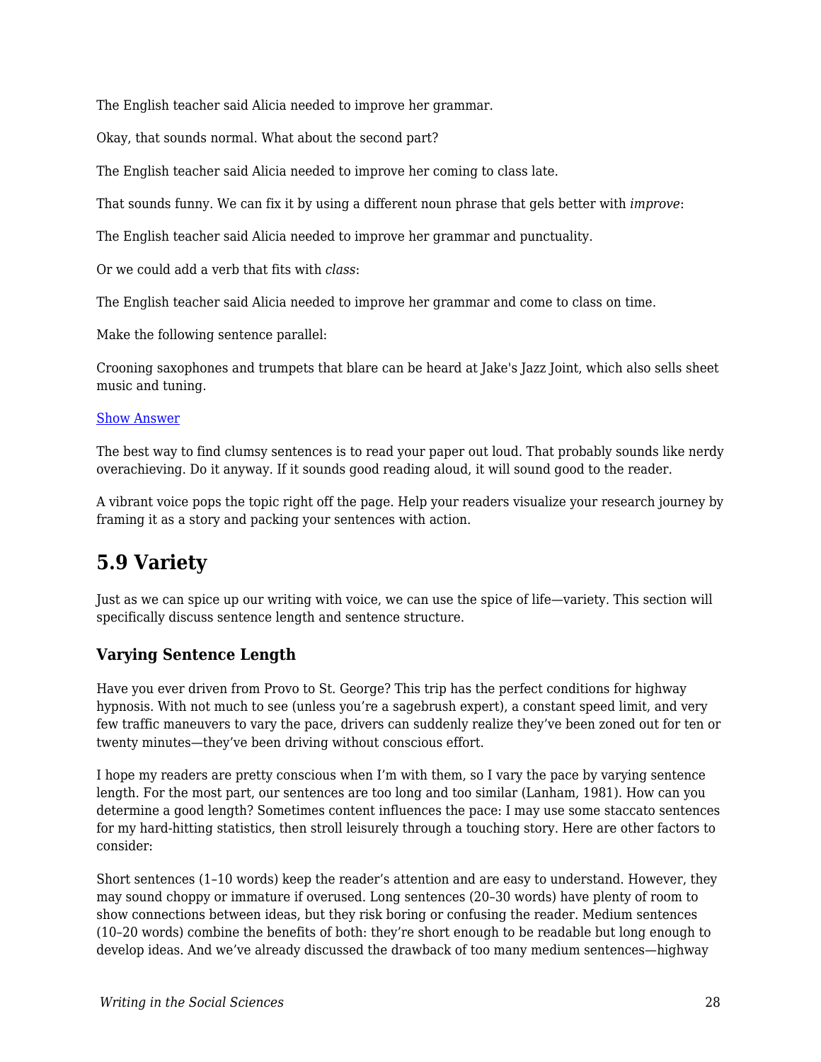The English teacher said Alicia needed to improve her grammar.

Okay, that sounds normal. What about the second part?

The English teacher said Alicia needed to improve her coming to class late.

That sounds funny. We can fix it by using a different noun phrase that gels better with *improve*:

The English teacher said Alicia needed to improve her grammar and punctuality.

Or we could add a verb that fits with *class*:

The English teacher said Alicia needed to improve her grammar and come to class on time.

Make the following sentence parallel:

Crooning saxophones and trumpets that blare can be heard at Jake's Jazz Joint, which also sells sheet music and tuning.

Show Answer

The best way to find clumsy sentences is to read your paper out loud. That probably sounds like nerdy overachieving. Do it anyway. If it sounds good reading aloud, it will sound good to the reader.

A vibrant voice pops the topic right off the page. Help your readers visualize your research journey by framing it as a story and packing your sentences with action.

## 5.9 Variety

Just as we can spice up our writing with voice, we can use the spice of life—variety. This section will specifically discuss sentence length and sentence structure.

### Varying Sentence Length

Have you ever driven from Provo to St. George? This trip has the perfect conditions for highway hypnosis. With not much to see (unless you're a sagebrush expert), a constant speed limit, and very few traffic maneuvers to vary the pace, drivers can suddenly realize they've been zoned out for ten or twenty minutes—they've been driving without conscious effort.

I hope my readers are pretty conscious when I'm with them, so I vary the pace by varying sentence length. For the most part, our sentences are too long and too similar (Lanham, 1981). How can you determine a good length? Sometimes content influences the pace: I may use some staccato sentences for my hard-hitting statistics, then stroll leisurely through a touching story. Here are other factors to consider:

Short sentences (1–10 words) keep the reader's attention and are easy to understand. However, they may sound choppy or immature if overused. Long sentences (20–30 words) have plenty of room to show connections between ideas, but they risk boring or confusing the reader. Medium sentences (10–20 words) combine the benefits of both: they're short enough to be readable but long enough to develop ideas. And we've already discussed the drawback of too many medium sentences—highway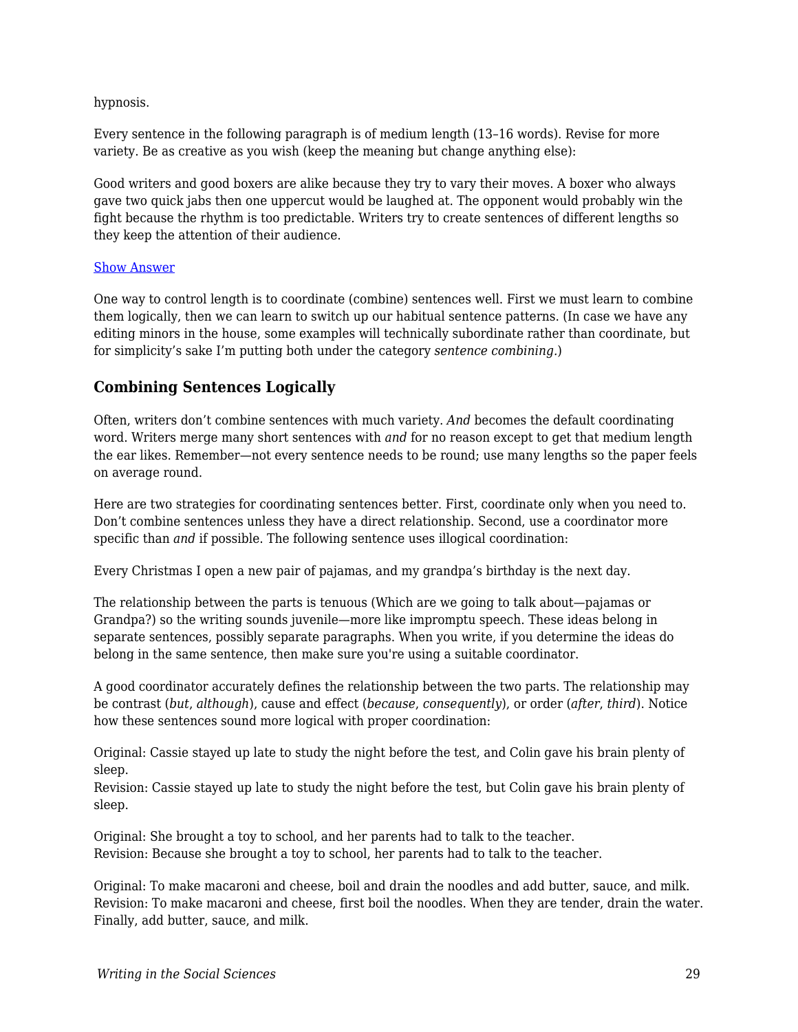hypnosis.

Every sentence in the following paragraph is of medium length (13–16 words). Revise for more variety. Be as creative as you wish (keep the meaning but change anything else):

Good writers and good boxers are alike because they try to vary their moves. A boxer who always gave two quick jabs then one uppercut would be laughed at. The opponent would probably win the fight because the rhythm is too predictable. Writers try to create sentences of different lengths so they keep the attention of their audience.

Show Answer

One way to control length is to coordinate (combine) sentences well. First we must learn to combine them logically, then we can learn to switch up our habitual sentence patterns. (In case we have any editing minors in the house, some examples will technically subordinate rather than coordinate, but for simplicity's sake I'm putting both under the category *sentence combining*.)

### Combining Sentences Logically

Often, writers don't combine sentences with much variety. *And* becomes the default coordinating word. Writers merge many short sentences with *and* for no reason except to get that medium length the ear likes. Remember—not every sentence needs to be round; use many lengths so the paper feels on average round.

Here are two strategies for coordinating sentences better. First, coordinate only when you need to. Don't combine sentences unless they have a direct relationship. Second, use a coordinator more specific than *and* if possible. The following sentence uses illogical coordination:

Every Christmas I open a new pair of pajamas, and my grandpa's birthday is the next day.

The relationship between the parts is tenuous (Which are we going to talk about—pajamas or Grandpa?) so the writing sounds juvenile—more like impromptu speech. These ideas belong in separate sentences, possibly separate paragraphs. When you write, if you determine the ideas do belong in the same sentence, then make sure you're using a suitable coordinator.

A good coordinator accurately defines the relationship between the two parts. The relationship may be contrast (*but*, *although*), cause and effect (*because*, *consequently*), or order (*after*, *third*). Notice how these sentences sound more logical with proper coordination:

Original: Cassie stayed up late to study the night before the test, and Colin gave his brain plenty of sleep.
Revision: Cassie stayed up late to study the night before the test, but Colin gave his brain plenty of sleep.

Original: She brought a toy to school, and her parents had to talk to the teacher.
Revision: Because she brought a toy to school, her parents had to talk to the teacher.

Original: To make macaroni and cheese, boil and drain the noodles and add butter, sauce, and milk.
Revision: To make macaroni and cheese, first boil the noodles. When they are tender, drain the water. Finally, add butter, sauce, and milk.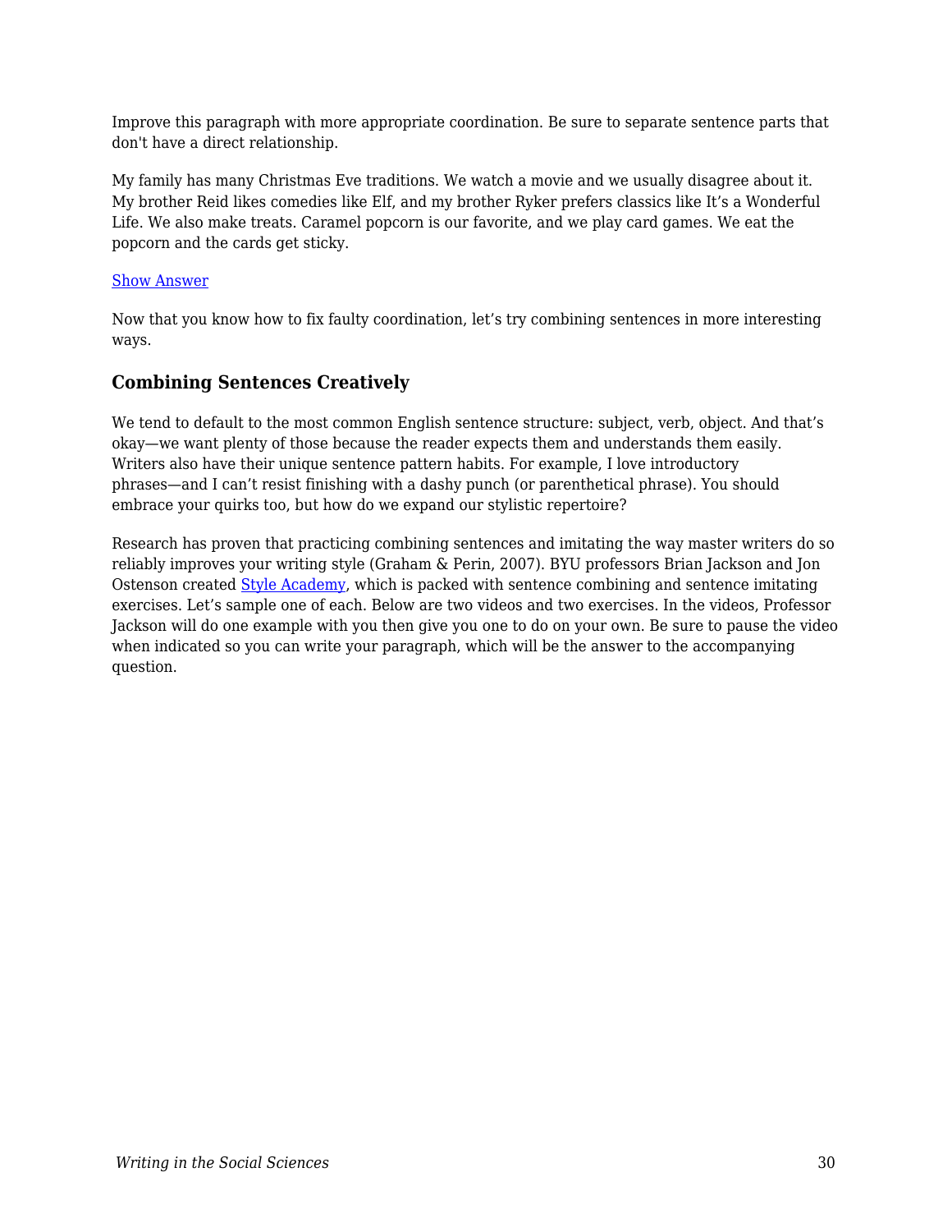Improve this paragraph with more appropriate coordination. Be sure to separate sentence parts that don't have a direct relationship.

My family has many Christmas Eve traditions. We watch a movie and we usually disagree about it. My brother Reid likes comedies like Elf, and my brother Ryker prefers classics like It's a Wonderful Life. We also make treats. Caramel popcorn is our favorite, and we play card games. We eat the popcorn and the cards get sticky.

[Show Answer]

Now that you know how to fix faulty coordination, let's try combining sentences in more interesting ways.

### Combining Sentences Creatively

We tend to default to the most common English sentence structure: subject, verb, object. And that's okay—we want plenty of those because the reader expects them and understands them easily. Writers also have their unique sentence pattern habits. For example, I love introductory phrases—and I can't resist finishing with a dashy punch (or parenthetical phrase). You should embrace your quirks too, but how do we expand our stylistic repertoire?

Research has proven that practicing combining sentences and imitating the way master writers do so reliably improves your writing style (Graham & Perin, 2007). BYU professors Brian Jackson and Jon Ostenson created [Style Academy], which is packed with sentence combining and sentence imitating exercises. Let's sample one of each. Below are two videos and two exercises. In the videos, Professor Jackson will do one example with you then give you one to do on your own. Be sure to pause the video when indicated so you can write your paragraph, which will be the answer to the accompanying question.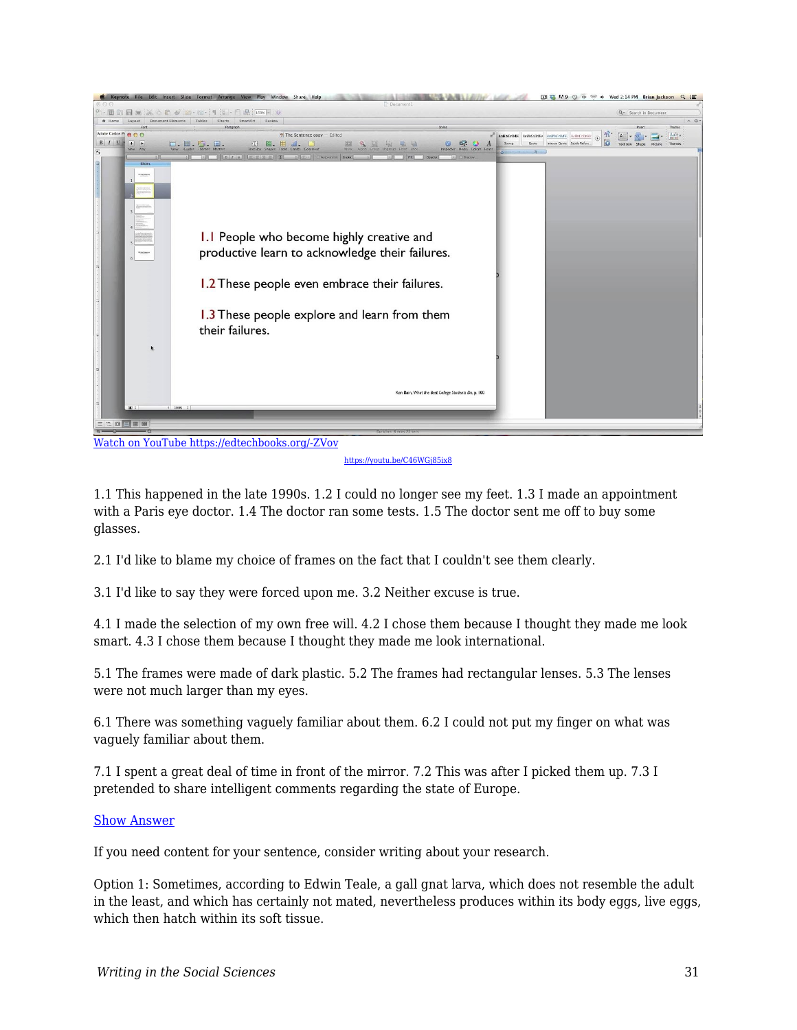[Watch on YouTube https://edtechbooks.org/-ZVov](https://edtechbooks.org/-ZVov)

https://youtu.be/C46WGj85ix8

1.1 This happened in the late 1990s. 1.2 I could no longer see my feet. 1.3 I made an appointment with a Paris eye doctor. 1.4 The doctor ran some tests. 1.5 The doctor sent me off to buy some glasses.

2.1 I'd like to blame my choice of frames on the fact that I couldn't see them clearly.

3.1 I'd like to say they were forced upon me. 3.2 Neither excuse is true.

4.1 I made the selection of my own free will. 4.2 I chose them because I thought they made me look smart. 4.3 I chose them because I thought they made me look international.

5.1 The frames were made of dark plastic. 5.2 The frames had rectangular lenses. 5.3 The lenses were not much larger than my eyes.

6.1 There was something vaguely familiar about them. 6.2 I could not put my finger on what was vaguely familiar about them.

7.1 I spent a great deal of time in front of the mirror. 7.2 This was after I picked them up. 7.3 I pretended to share intelligent comments regarding the state of Europe.

[Show Answer]()

If you need content for your sentence, consider writing about your research.

Option 1: Sometimes, according to Edwin Teale, a gall gnat larva, which does not resemble the adult in the least, and which has certainly not mated, nevertheless produces within its body eggs, live eggs, which then hatch within its soft tissue.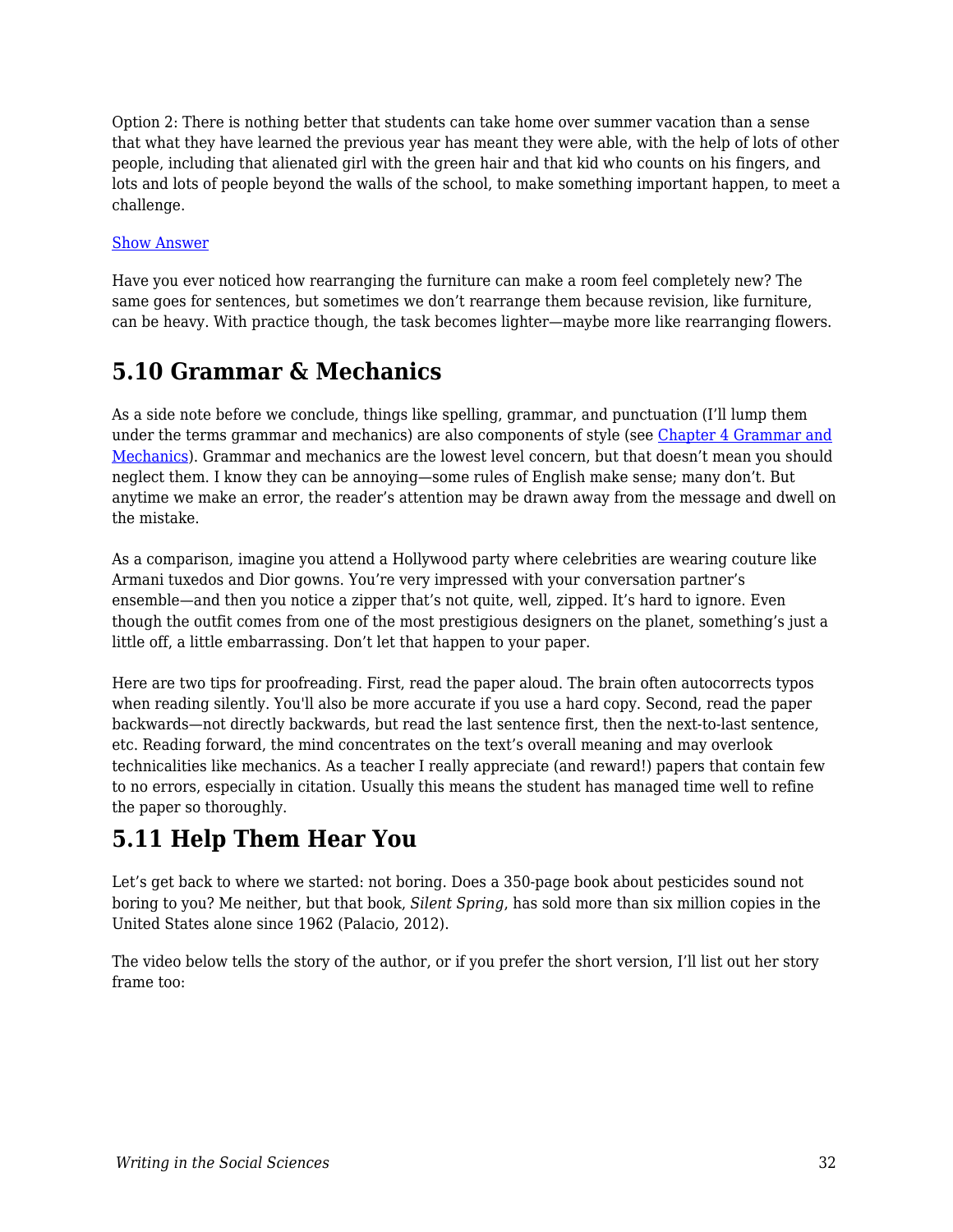Option 2: There is nothing better that students can take home over summer vacation than a sense that what they have learned the previous year has meant they were able, with the help of lots of other people, including that alienated girl with the green hair and that kid who counts on his fingers, and lots and lots of people beyond the walls of the school, to make something important happen, to meet a challenge.

Show Answer

Have you ever noticed how rearranging the furniture can make a room feel completely new? The same goes for sentences, but sometimes we don't rearrange them because revision, like furniture, can be heavy. With practice though, the task becomes lighter—maybe more like rearranging flowers.

## 5.10 Grammar & Mechanics

As a side note before we conclude, things like spelling, grammar, and punctuation (I'll lump them under the terms grammar and mechanics) are also components of style (see Chapter 4 Grammar and Mechanics). Grammar and mechanics are the lowest level concern, but that doesn't mean you should neglect them. I know they can be annoying—some rules of English make sense; many don't. But anytime we make an error, the reader's attention may be drawn away from the message and dwell on the mistake.

As a comparison, imagine you attend a Hollywood party where celebrities are wearing couture like Armani tuxedos and Dior gowns. You're very impressed with your conversation partner's ensemble—and then you notice a zipper that's not quite, well, zipped. It's hard to ignore. Even though the outfit comes from one of the most prestigious designers on the planet, something's just a little off, a little embarrassing. Don't let that happen to your paper.

Here are two tips for proofreading. First, read the paper aloud. The brain often autocorrects typos when reading silently. You'll also be more accurate if you use a hard copy. Second, read the paper backwards—not directly backwards, but read the last sentence first, then the next-to-last sentence, etc. Reading forward, the mind concentrates on the text's overall meaning and may overlook technicalities like mechanics. As a teacher I really appreciate (and reward!) papers that contain few to no errors, especially in citation. Usually this means the student has managed time well to refine the paper so thoroughly.

## 5.11 Help Them Hear You

Let's get back to where we started: not boring. Does a 350-page book about pesticides sound not boring to you? Me neither, but that book, *Silent Spring*, has sold more than six million copies in the United States alone since 1962 (Palacio, 2012).

The video below tells the story of the author, or if you prefer the short version, I'll list out her story frame too: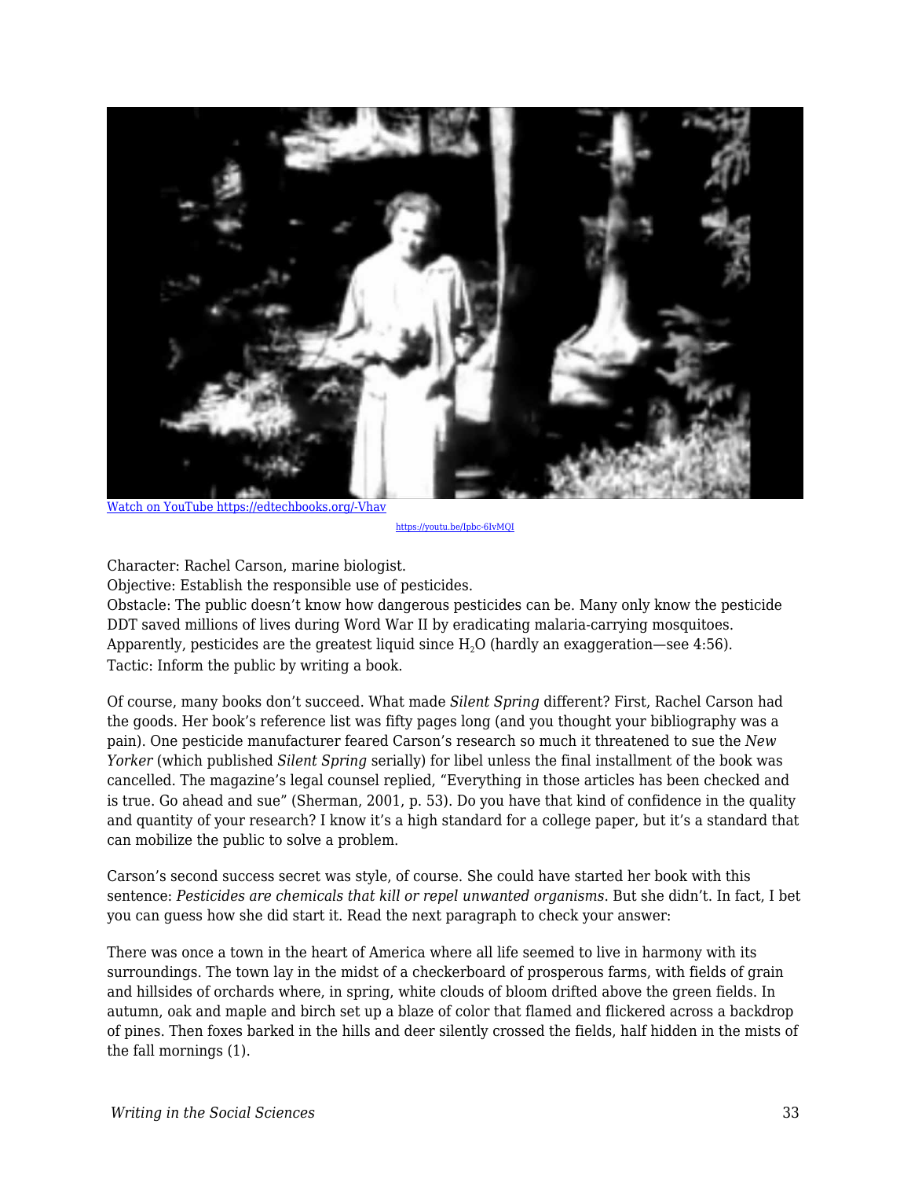Watch on YouTube https://edtechbooks.org/-Vhav

https://youtu.be/Ipbc-6IvMQI

Character: Rachel Carson, marine biologist.
Objective: Establish the responsible use of pesticides.
Obstacle: The public doesn't know how dangerous pesticides can be. Many only know the pesticide DDT saved millions of lives during Word War II by eradicating malaria-carrying mosquitoes. Apparently, pesticides are the greatest liquid since $H_2O$ (hardly an exaggeration—see 4:56).
Tactic: Inform the public by writing a book.

Of course, many books don't succeed. What made *Silent Spring* different? First, Rachel Carson had the goods. Her book's reference list was fifty pages long (and you thought your bibliography was a pain). One pesticide manufacturer feared Carson's research so much it threatened to sue the *New Yorker* (which published *Silent Spring* serially) for libel unless the final installment of the book was cancelled. The magazine's legal counsel replied, "Everything in those articles has been checked and is true. Go ahead and sue" (Sherman, 2001, p. 53). Do you have that kind of confidence in the quality and quantity of your research? I know it's a high standard for a college paper, but it's a standard that can mobilize the public to solve a problem.

Carson's second success secret was style, of course. She could have started her book with this sentence: *Pesticides are chemicals that kill or repel unwanted organisms.* But she didn't. In fact, I bet you can guess how she did start it. Read the next paragraph to check your answer:

There was once a town in the heart of America where all life seemed to live in harmony with its surroundings. The town lay in the midst of a checkerboard of prosperous farms, with fields of grain and hillsides of orchards where, in spring, white clouds of bloom drifted above the green fields. In autumn, oak and maple and birch set up a blaze of color that flamed and flickered across a backdrop of pines. Then foxes barked in the hills and deer silently crossed the fields, half hidden in the mists of the fall mornings (1).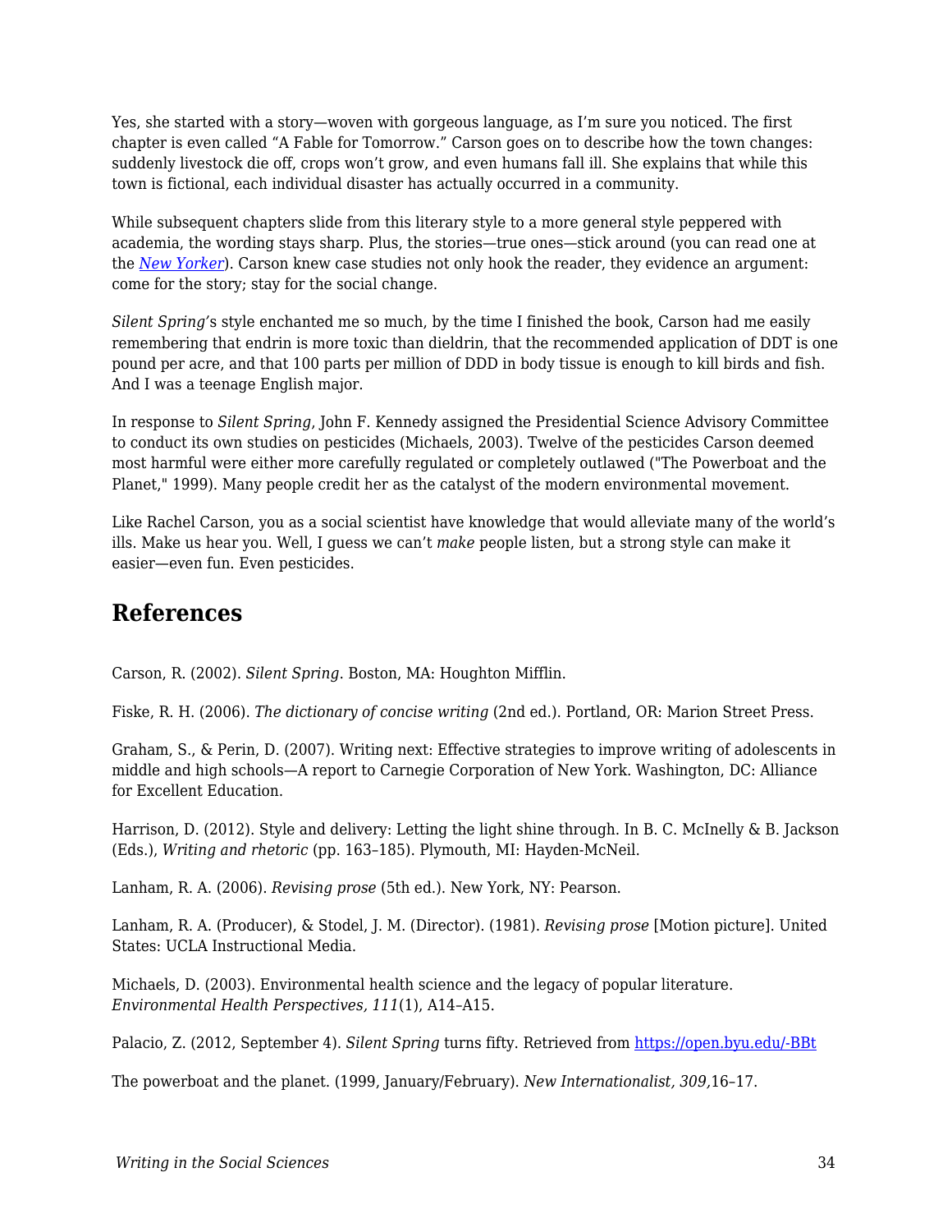Yes, she started with a story—woven with gorgeous language, as I'm sure you noticed. The first chapter is even called "A Fable for Tomorrow." Carson goes on to describe how the town changes: suddenly livestock die off, crops won't grow, and even humans fall ill. She explains that while this town is fictional, each individual disaster has actually occurred in a community.

While subsequent chapters slide from this literary style to a more general style peppered with academia, the wording stays sharp. Plus, the stories—true ones—stick around (you can read one at the *New Yorker*). Carson knew case studies not only hook the reader, they evidence an argument: come for the story; stay for the social change.

*Silent Spring*'s style enchanted me so much, by the time I finished the book, Carson had me easily remembering that endrin is more toxic than dieldrin, that the recommended application of DDT is one pound per acre, and that 100 parts per million of DDD in body tissue is enough to kill birds and fish. And I was a teenage English major.

In response to *Silent Spring*, John F. Kennedy assigned the Presidential Science Advisory Committee to conduct its own studies on pesticides (Michaels, 2003). Twelve of the pesticides Carson deemed most harmful were either more carefully regulated or completely outlawed ("The Powerboat and the Planet," 1999). Many people credit her as the catalyst of the modern environmental movement.

Like Rachel Carson, you as a social scientist have knowledge that would alleviate many of the world's ills. Make us hear you. Well, I guess we can't *make* people listen, but a strong style can make it easier—even fun. Even pesticides.

## References

Carson, R. (2002). *Silent Spring*. Boston, MA: Houghton Mifflin.

Fiske, R. H. (2006). *The dictionary of concise writing* (2nd ed.). Portland, OR: Marion Street Press.

Graham, S., & Perin, D. (2007). Writing next: Effective strategies to improve writing of adolescents in middle and high schools—A report to Carnegie Corporation of New York. Washington, DC: Alliance for Excellent Education.

Harrison, D. (2012). Style and delivery: Letting the light shine through. In B. C. McInelly & B. Jackson (Eds.), *Writing and rhetoric* (pp. 163–185). Plymouth, MI: Hayden-McNeil.

Lanham, R. A. (2006). *Revising prose* (5th ed.). New York, NY: Pearson.

Lanham, R. A. (Producer), & Stodel, J. M. (Director). (1981). *Revising prose* [Motion picture]. United States: UCLA Instructional Media.

Michaels, D. (2003). Environmental health science and the legacy of popular literature. *Environmental Health Perspectives, 111*(1), A14–A15.

Palacio, Z. (2012, September 4). *Silent Spring* turns fifty. Retrieved from https://open.byu.edu/-BBt

The powerboat and the planet. (1999, January/February). *New Internationalist, 309,*16–17.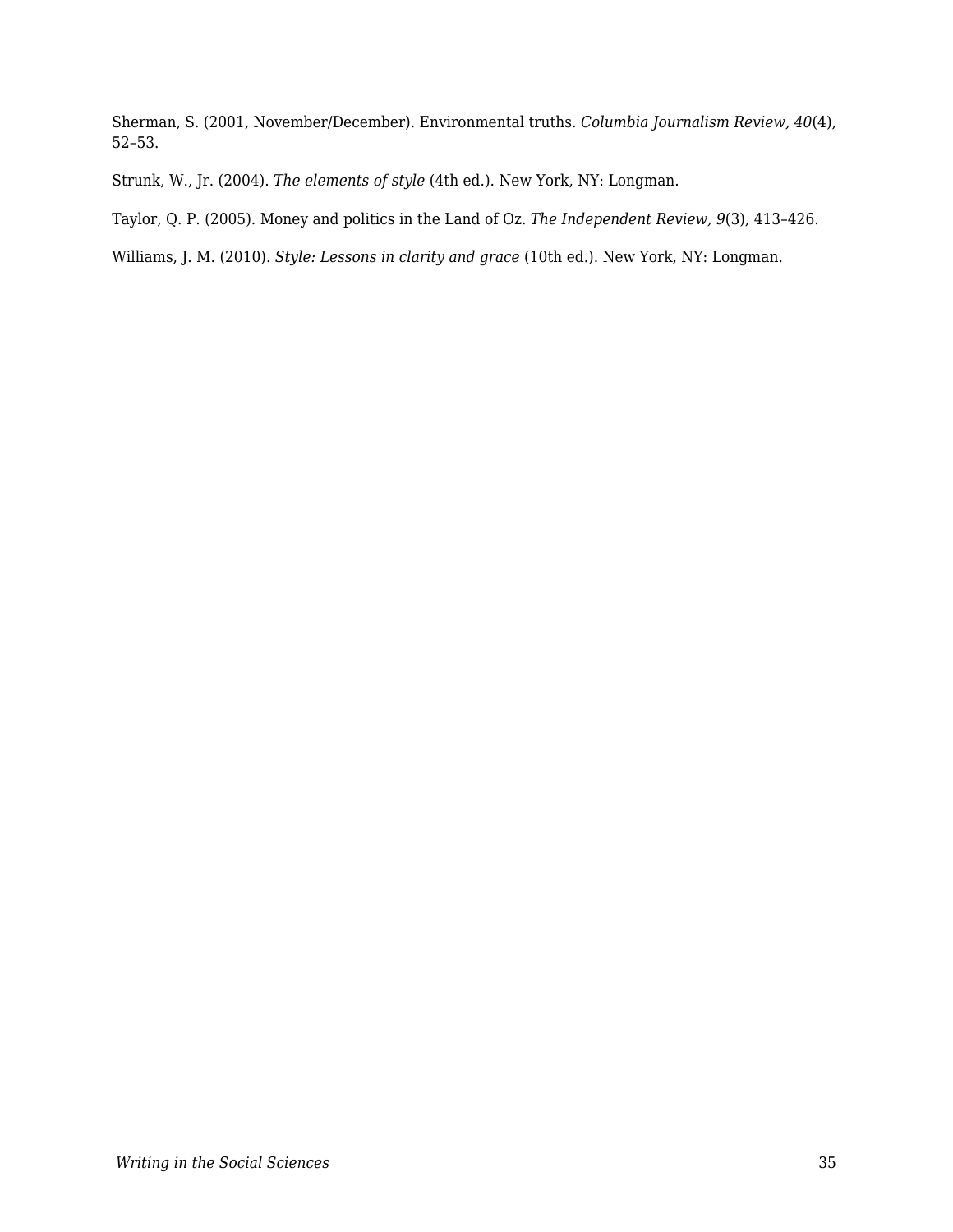Sherman, S. (2001, November/December). Environmental truths. *Columbia Journalism Review, 40*(4), 52–53.

Strunk, W., Jr. (2004). *The elements of style* (4th ed.). New York, NY: Longman.

Taylor, Q. P. (2005). Money and politics in the Land of Oz. *The Independent Review, 9*(3), 413–426.

Williams, J. M. (2010). *Style: Lessons in clarity and grace* (10th ed.). New York, NY: Longman.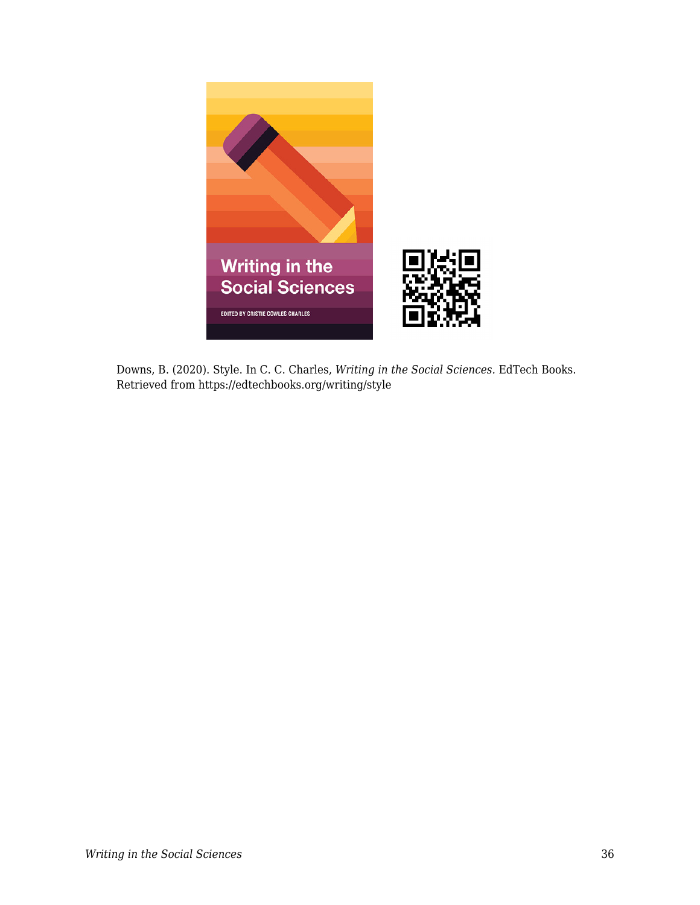Downs, B. (2020). Style. In C. C. Charles, *Writing in the Social Sciences*. EdTech Books. Retrieved from https://edtechbooks.org/writing/style